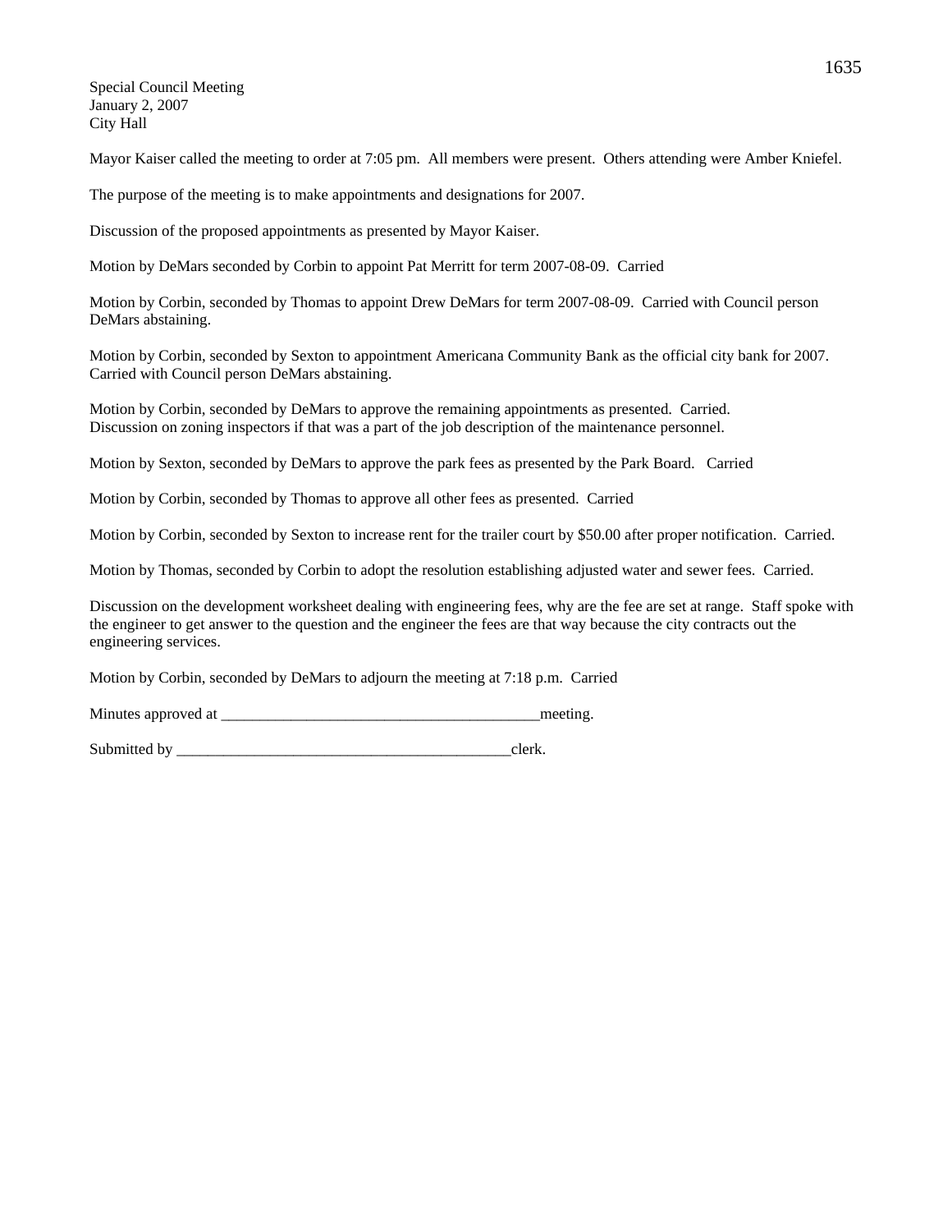Special Council Meeting
January 2, 2007
City Hall

Mayor Kaiser called the meeting to order at 7:05 pm. All members were present. Others attending were Amber Kniefel.

The purpose of the meeting is to make appointments and designations for 2007.

Discussion of the proposed appointments as presented by Mayor Kaiser.

Motion by DeMars seconded by Corbin to appoint Pat Merritt for term 2007-08-09. Carried

Motion by Corbin, seconded by Thomas to appoint Drew DeMars for term 2007-08-09. Carried with Council person DeMars abstaining.

Motion by Corbin, seconded by Sexton to appointment Americana Community Bank as the official city bank for 2007. Carried with Council person DeMars abstaining.

Motion by Corbin, seconded by DeMars to approve the remaining appointments as presented. Carried.
Discussion on zoning inspectors if that was a part of the job description of the maintenance personnel.

Motion by Sexton, seconded by DeMars to approve the park fees as presented by the Park Board. Carried

Motion by Corbin, seconded by Thomas to approve all other fees as presented. Carried

Motion by Corbin, seconded by Sexton to increase rent for the trailer court by $50.00 after proper notification. Carried.

Motion by Thomas, seconded by Corbin to adopt the resolution establishing adjusted water and sewer fees. Carried.

Discussion on the development worksheet dealing with engineering fees, why are the fee are set at range. Staff spoke with the engineer to get answer to the question and the engineer the fees are that way because the city contracts out the engineering services.

Motion by Corbin, seconded by DeMars to adjourn the meeting at 7:18 p.m. Carried

Minutes approved at __________________________________________meeting.

Submitted by ____________________________________________clerk.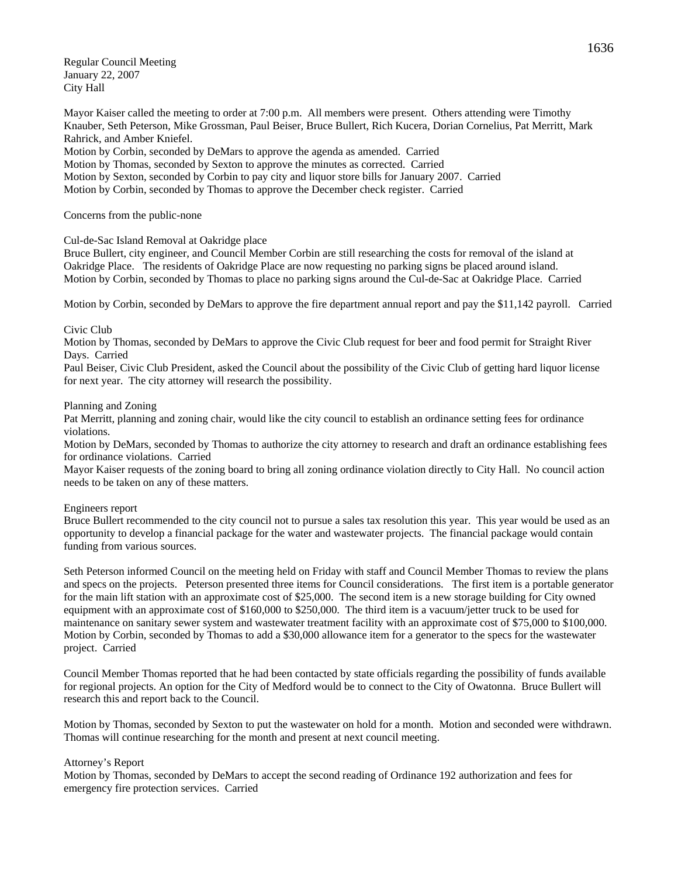Regular Council Meeting
January 22, 2007
City Hall

Mayor Kaiser called the meeting to order at 7:00 p.m. All members were present. Others attending were Timothy Knauber, Seth Peterson, Mike Grossman, Paul Beiser, Bruce Bullert, Rich Kucera, Dorian Cornelius, Pat Merritt, Mark Rahrick, and Amber Kniefel.
Motion by Corbin, seconded by DeMars to approve the agenda as amended. Carried
Motion by Thomas, seconded by Sexton to approve the minutes as corrected. Carried
Motion by Sexton, seconded by Corbin to pay city and liquor store bills for January 2007. Carried
Motion by Corbin, seconded by Thomas to approve the December check register. Carried

Concerns from the public-none

Cul-de-Sac Island Removal at Oakridge place
Bruce Bullert, city engineer, and Council Member Corbin are still researching the costs for removal of the island at Oakridge Place. The residents of Oakridge Place are now requesting no parking signs be placed around island.
Motion by Corbin, seconded by Thomas to place no parking signs around the Cul-de-Sac at Oakridge Place. Carried

Motion by Corbin, seconded by DeMars to approve the fire department annual report and pay the $11,142 payroll. Carried

Civic Club
Motion by Thomas, seconded by DeMars to approve the Civic Club request for beer and food permit for Straight River Days. Carried
Paul Beiser, Civic Club President, asked the Council about the possibility of the Civic Club of getting hard liquor license for next year. The city attorney will research the possibility.

Planning and Zoning
Pat Merritt, planning and zoning chair, would like the city council to establish an ordinance setting fees for ordinance violations.
Motion by DeMars, seconded by Thomas to authorize the city attorney to research and draft an ordinance establishing fees for ordinance violations. Carried
Mayor Kaiser requests of the zoning board to bring all zoning ordinance violation directly to City Hall. No council action needs to be taken on any of these matters.

Engineers report
Bruce Bullert recommended to the city council not to pursue a sales tax resolution this year. This year would be used as an opportunity to develop a financial package for the water and wastewater projects. The financial package would contain funding from various sources.

Seth Peterson informed Council on the meeting held on Friday with staff and Council Member Thomas to review the plans and specs on the projects. Peterson presented three items for Council considerations. The first item is a portable generator for the main lift station with an approximate cost of $25,000. The second item is a new storage building for City owned equipment with an approximate cost of $160,000 to $250,000. The third item is a vacuum/jetter truck to be used for maintenance on sanitary sewer system and wastewater treatment facility with an approximate cost of $75,000 to $100,000.
Motion by Corbin, seconded by Thomas to add a $30,000 allowance item for a generator to the specs for the wastewater project. Carried

Council Member Thomas reported that he had been contacted by state officials regarding the possibility of funds available for regional projects. An option for the City of Medford would be to connect to the City of Owatonna. Bruce Bullert will research this and report back to the Council.

Motion by Thomas, seconded by Sexton to put the wastewater on hold for a month. Motion and seconded were withdrawn. Thomas will continue researching for the month and present at next council meeting.

Attorney's Report
Motion by Thomas, seconded by DeMars to accept the second reading of Ordinance 192 authorization and fees for emergency fire protection services. Carried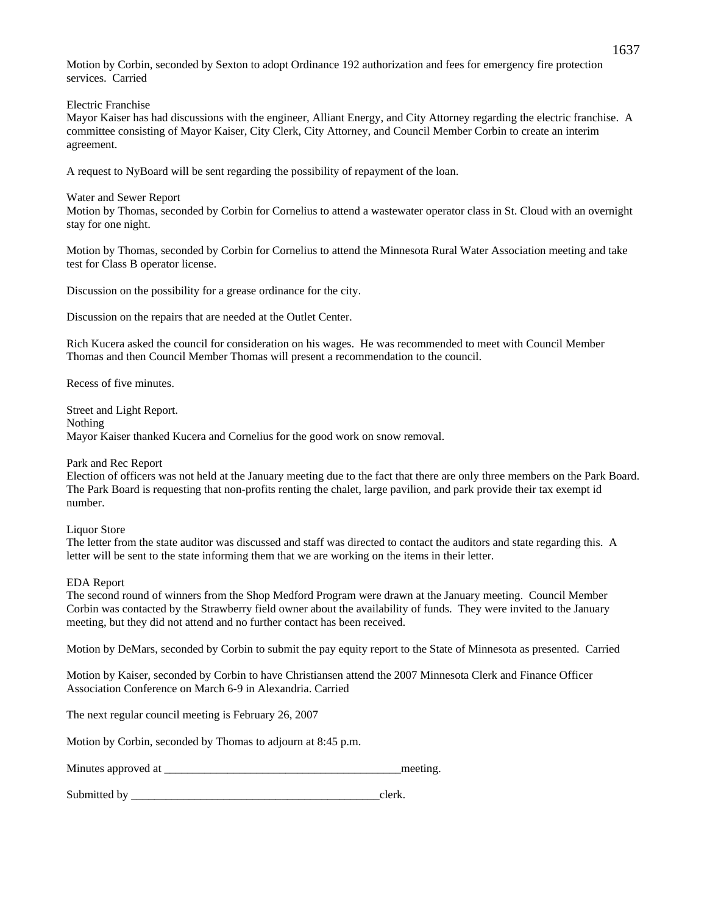Motion by Corbin, seconded by Sexton to adopt Ordinance 192 authorization and fees for emergency fire protection services. Carried

Electric Franchise
Mayor Kaiser has had discussions with the engineer, Alliant Energy, and City Attorney regarding the electric franchise. A committee consisting of Mayor Kaiser, City Clerk, City Attorney, and Council Member Corbin to create an interim agreement.

A request to NyBoard will be sent regarding the possibility of repayment of the loan.

Water and Sewer Report
Motion by Thomas, seconded by Corbin for Cornelius to attend a wastewater operator class in St. Cloud with an overnight stay for one night.

Motion by Thomas, seconded by Corbin for Cornelius to attend the Minnesota Rural Water Association meeting and take test for Class B operator license.

Discussion on the possibility for a grease ordinance for the city.

Discussion on the repairs that are needed at the Outlet Center.

Rich Kucera asked the council for consideration on his wages. He was recommended to meet with Council Member Thomas and then Council Member Thomas will present a recommendation to the council.

Recess of five minutes.

Street and Light Report.
Nothing
Mayor Kaiser thanked Kucera and Cornelius for the good work on snow removal.

Park and Rec Report
Election of officers was not held at the January meeting due to the fact that there are only three members on the Park Board. The Park Board is requesting that non-profits renting the chalet, large pavilion, and park provide their tax exempt id number.

Liquor Store
The letter from the state auditor was discussed and staff was directed to contact the auditors and state regarding this. A letter will be sent to the state informing them that we are working on the items in their letter.

EDA Report
The second round of winners from the Shop Medford Program were drawn at the January meeting. Council Member Corbin was contacted by the Strawberry field owner about the availability of funds. They were invited to the January meeting, but they did not attend and no further contact has been received.

Motion by DeMars, seconded by Corbin to submit the pay equity report to the State of Minnesota as presented. Carried

Motion by Kaiser, seconded by Corbin to have Christiansen attend the 2007 Minnesota Clerk and Finance Officer Association Conference on March 6-9 in Alexandria. Carried

The next regular council meeting is February 26, 2007

Motion by Corbin, seconded by Thomas to adjourn at 8:45 p.m.

Minutes approved at __________________________________________meeting.

Submitted by ____________________________________________clerk.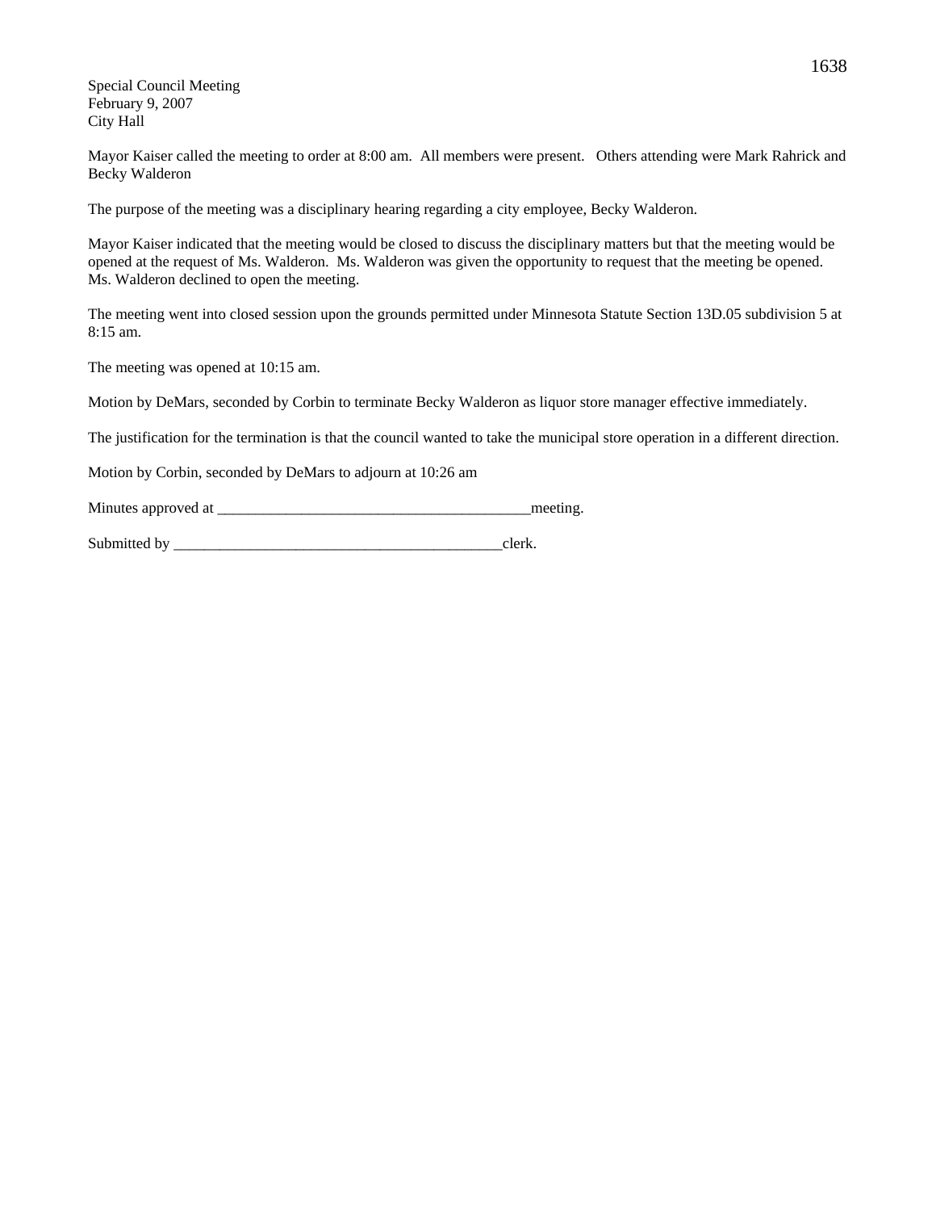Special Council Meeting
February 9, 2007
City Hall

Mayor Kaiser called the meeting to order at 8:00 am. All members were present. Others attending were Mark Rahrick and Becky Walderon

The purpose of the meeting was a disciplinary hearing regarding a city employee, Becky Walderon.

Mayor Kaiser indicated that the meeting would be closed to discuss the disciplinary matters but that the meeting would be opened at the request of Ms. Walderon. Ms. Walderon was given the opportunity to request that the meeting be opened. Ms. Walderon declined to open the meeting.

The meeting went into closed session upon the grounds permitted under Minnesota Statute Section 13D.05 subdivision 5 at 8:15 am.

The meeting was opened at 10:15 am.

Motion by DeMars, seconded by Corbin to terminate Becky Walderon as liquor store manager effective immediately.

The justification for the termination is that the council wanted to take the municipal store operation in a different direction.

Motion by Corbin, seconded by DeMars to adjourn at 10:26 am

Minutes approved at _________________________________________meeting.

Submitted by ___________________________________________clerk.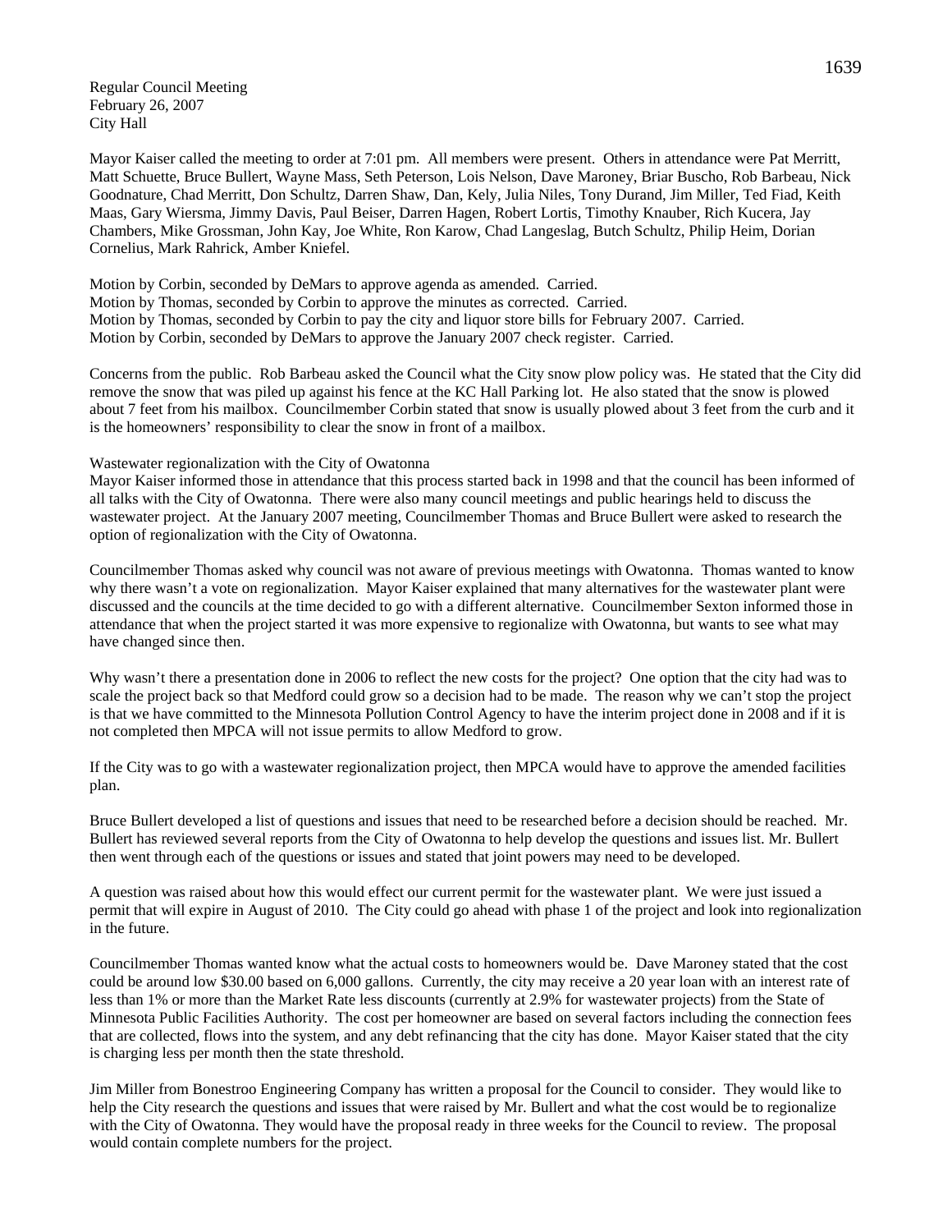Regular Council Meeting
February 26, 2007
City Hall

Mayor Kaiser called the meeting to order at 7:01 pm. All members were present. Others in attendance were Pat Merritt, Matt Schuette, Bruce Bullert, Wayne Mass, Seth Peterson, Lois Nelson, Dave Maroney, Briar Buscho, Rob Barbeau, Nick Goodnature, Chad Merritt, Don Schultz, Darren Shaw, Dan, Kely, Julia Niles, Tony Durand, Jim Miller, Ted Fiad, Keith Maas, Gary Wiersma, Jimmy Davis, Paul Beiser, Darren Hagen, Robert Lortis, Timothy Knauber, Rich Kucera, Jay Chambers, Mike Grossman, John Kay, Joe White, Ron Karow, Chad Langeslag, Butch Schultz, Philip Heim, Dorian Cornelius, Mark Rahrick, Amber Kniefel.

Motion by Corbin, seconded by DeMars to approve agenda as amended. Carried.
Motion by Thomas, seconded by Corbin to approve the minutes as corrected. Carried.
Motion by Thomas, seconded by Corbin to pay the city and liquor store bills for February 2007. Carried.
Motion by Corbin, seconded by DeMars to approve the January 2007 check register. Carried.

Concerns from the public. Rob Barbeau asked the Council what the City snow plow policy was. He stated that the City did remove the snow that was piled up against his fence at the KC Hall Parking lot. He also stated that the snow is plowed about 7 feet from his mailbox. Councilmember Corbin stated that snow is usually plowed about 3 feet from the curb and it is the homeowners' responsibility to clear the snow in front of a mailbox.

Wastewater regionalization with the City of Owatonna
Mayor Kaiser informed those in attendance that this process started back in 1998 and that the council has been informed of all talks with the City of Owatonna. There were also many council meetings and public hearings held to discuss the wastewater project. At the January 2007 meeting, Councilmember Thomas and Bruce Bullert were asked to research the option of regionalization with the City of Owatonna.

Councilmember Thomas asked why council was not aware of previous meetings with Owatonna. Thomas wanted to know why there wasn't a vote on regionalization. Mayor Kaiser explained that many alternatives for the wastewater plant were discussed and the councils at the time decided to go with a different alternative. Councilmember Sexton informed those in attendance that when the project started it was more expensive to regionalize with Owatonna, but wants to see what may have changed since then.

Why wasn't there a presentation done in 2006 to reflect the new costs for the project? One option that the city had was to scale the project back so that Medford could grow so a decision had to be made. The reason why we can't stop the project is that we have committed to the Minnesota Pollution Control Agency to have the interim project done in 2008 and if it is not completed then MPCA will not issue permits to allow Medford to grow.

If the City was to go with a wastewater regionalization project, then MPCA would have to approve the amended facilities plan.

Bruce Bullert developed a list of questions and issues that need to be researched before a decision should be reached. Mr. Bullert has reviewed several reports from the City of Owatonna to help develop the questions and issues list. Mr. Bullert then went through each of the questions or issues and stated that joint powers may need to be developed.

A question was raised about how this would effect our current permit for the wastewater plant. We were just issued a permit that will expire in August of 2010. The City could go ahead with phase 1 of the project and look into regionalization in the future.

Councilmember Thomas wanted know what the actual costs to homeowners would be. Dave Maroney stated that the cost could be around low $30.00 based on 6,000 gallons. Currently, the city may receive a 20 year loan with an interest rate of less than 1% or more than the Market Rate less discounts (currently at 2.9% for wastewater projects) from the State of Minnesota Public Facilities Authority. The cost per homeowner are based on several factors including the connection fees that are collected, flows into the system, and any debt refinancing that the city has done. Mayor Kaiser stated that the city is charging less per month then the state threshold.

Jim Miller from Bonestroo Engineering Company has written a proposal for the Council to consider. They would like to help the City research the questions and issues that were raised by Mr. Bullert and what the cost would be to regionalize with the City of Owatonna. They would have the proposal ready in three weeks for the Council to review. The proposal would contain complete numbers for the project.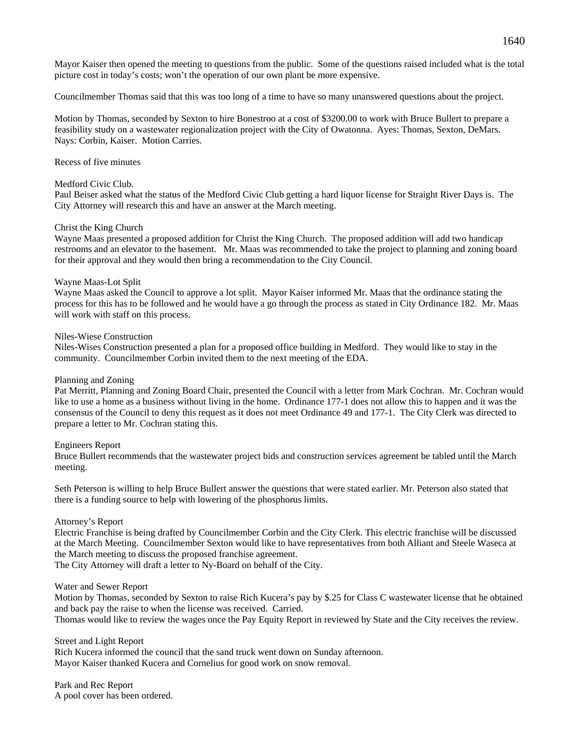Mayor Kaiser then opened the meeting to questions from the public. Some of the questions raised included what is the total picture cost in today's costs; won't the operation of our own plant be more expensive.

Councilmember Thomas said that this was too long of a time to have so many unanswered questions about the project.

Motion by Thomas, seconded by Sexton to hire Bonestroo at a cost of $3200.00 to work with Bruce Bullert to prepare a feasibility study on a wastewater regionalization project with the City of Owatonna. Ayes: Thomas, Sexton, DeMars. Nays: Corbin, Kaiser. Motion Carries.

Recess of five minutes

Medford Civic Club.
Paul Beiser asked what the status of the Medford Civic Club getting a hard liquor license for Straight River Days is. The City Attorney will research this and have an answer at the March meeting.

Christ the King Church
Wayne Maas presented a proposed addition for Christ the King Church. The proposed addition will add two handicap restrooms and an elevator to the basement. Mr. Maas was recommended to take the project to planning and zoning board for their approval and they would then bring a recommendation to the City Council.

Wayne Maas-Lot Split
Wayne Maas asked the Council to approve a lot split. Mayor Kaiser informed Mr. Maas that the ordinance stating the process for this has to be followed and he would have a go through the process as stated in City Ordinance 182. Mr. Maas will work with staff on this process.

Niles-Wiese Construction
Niles-Wises Construction presented a plan for a proposed office building in Medford. They would like to stay in the community. Councilmember Corbin invited them to the next meeting of the EDA.

Planning and Zoning
Pat Merritt, Planning and Zoning Board Chair, presented the Council with a letter from Mark Cochran. Mr. Cochran would like to use a home as a business without living in the home. Ordinance 177-1 does not allow this to happen and it was the consensus of the Council to deny this request as it does not meet Ordinance 49 and 177-1. The City Clerk was directed to prepare a letter to Mr. Cochran stating this.

Engineers Report
Bruce Bullert recommends that the wastewater project bids and construction services agreement be tabled until the March meeting.

Seth Peterson is willing to help Bruce Bullert answer the questions that were stated earlier. Mr. Peterson also stated that there is a funding source to help with lowering of the phosphorus limits.

Attorney's Report
Electric Franchise is being drafted by Councilmember Corbin and the City Clerk. This electric franchise will be discussed at the March Meeting. Councilmember Sexton would like to have representatives from both Alliant and Steele Waseca at the March meeting to discuss the proposed franchise agreement.
The City Attorney will draft a letter to Ny-Board on behalf of the City.

Water and Sewer Report
Motion by Thomas, seconded by Sexton to raise Rich Kucera's pay by $.25 for Class C wastewater license that he obtained and back pay the raise to when the license was received. Carried.
Thomas would like to review the wages once the Pay Equity Report in reviewed by State and the City receives the review.

Street and Light Report
Rich Kucera informed the council that the sand truck went down on Sunday afternoon.
Mayor Kaiser thanked Kucera and Cornelius for good work on snow removal.

Park and Rec Report
A pool cover has been ordered.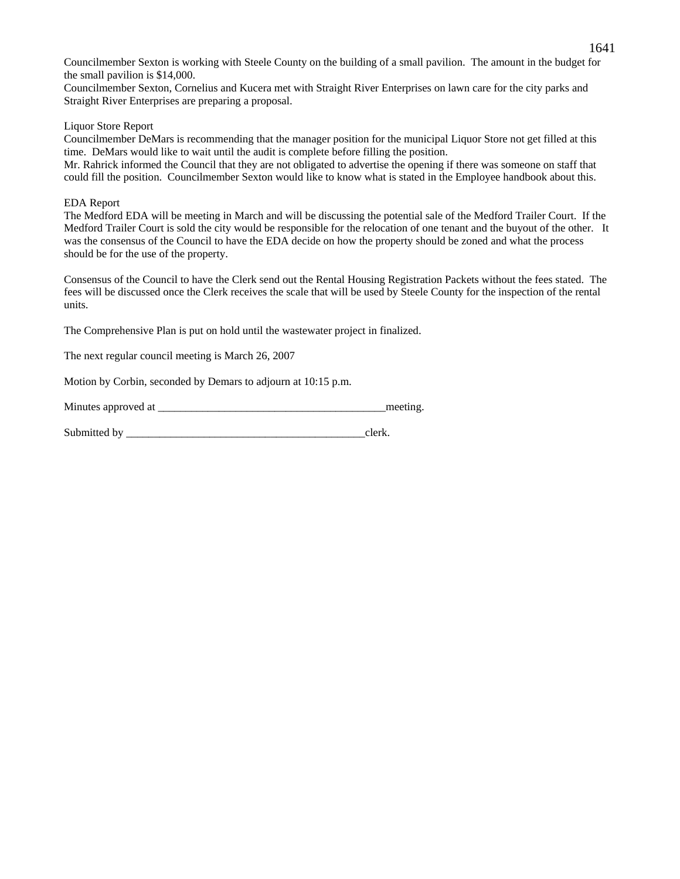Councilmember Sexton is working with Steele County on the building of a small pavilion.  The amount in the budget for the small pavilion is $14,000.
Councilmember Sexton, Cornelius and Kucera met with Straight River Enterprises on lawn care for the city parks and Straight River Enterprises are preparing a proposal.

Liquor Store Report
Councilmember DeMars is recommending that the manager position for the municipal Liquor Store not get filled at this time.  DeMars would like to wait until the audit is complete before filling the position.
Mr. Rahrick informed the Council that they are not obligated to advertise the opening if there was someone on staff that could fill the position.  Councilmember Sexton would like to know what is stated in the Employee handbook about this.

EDA Report
The Medford EDA will be meeting in March and will be discussing the potential sale of the Medford Trailer Court.  If the Medford Trailer Court is sold the city would be responsible for the relocation of one tenant and the buyout of the other.   It was the consensus of the Council to have the EDA decide on how the property should be zoned and what the process should be for the use of the property.

Consensus of the Council to have the Clerk send out the Rental Housing Registration Packets without the fees stated.  The fees will be discussed once the Clerk receives the scale that will be used by Steele County for the inspection of the rental units.

The Comprehensive Plan is put on hold until the wastewater project in finalized.

The next regular council meeting is March 26, 2007

Motion by Corbin, seconded by Demars to adjourn at 10:15 p.m.

Minutes approved at __________________________________________meeting.

Submitted by ____________________________________________clerk.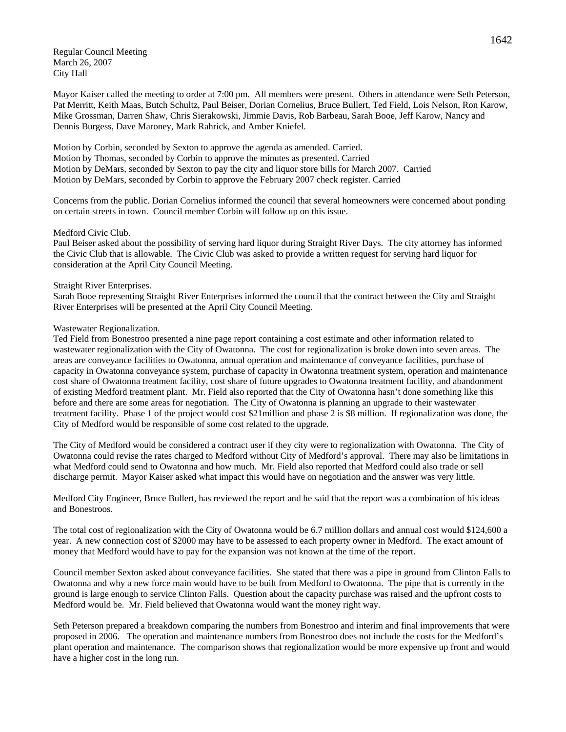Regular Council Meeting
March 26, 2007
City Hall

Mayor Kaiser called the meeting to order at 7:00 pm. All members were present. Others in attendance were Seth Peterson, Pat Merritt, Keith Maas, Butch Schultz, Paul Beiser, Dorian Cornelius, Bruce Bullert, Ted Field, Lois Nelson, Ron Karow, Mike Grossman, Darren Shaw, Chris Sierakowski, Jimmie Davis, Rob Barbeau, Sarah Booe, Jeff Karow, Nancy and Dennis Burgess, Dave Maroney, Mark Rahrick, and Amber Kniefel.

Motion by Corbin, seconded by Sexton to approve the agenda as amended. Carried.
Motion by Thomas, seconded by Corbin to approve the minutes as presented. Carried
Motion by DeMars, seconded by Sexton to pay the city and liquor store bills for March 2007. Carried
Motion by DeMars, seconded by Corbin to approve the February 2007 check register. Carried

Concerns from the public. Dorian Cornelius informed the council that several homeowners were concerned about ponding on certain streets in town. Council member Corbin will follow up on this issue.

Medford Civic Club.
Paul Beiser asked about the possibility of serving hard liquor during Straight River Days. The city attorney has informed the Civic Club that is allowable. The Civic Club was asked to provide a written request for serving hard liquor for consideration at the April City Council Meeting.

Straight River Enterprises.
Sarah Booe representing Straight River Enterprises informed the council that the contract between the City and Straight River Enterprises will be presented at the April City Council Meeting.

Wastewater Regionalization.
Ted Field from Bonestroo presented a nine page report containing a cost estimate and other information related to wastewater regionalization with the City of Owatonna. The cost for regionalization is broke down into seven areas. The areas are conveyance facilities to Owatonna, annual operation and maintenance of conveyance facilities, purchase of capacity in Owatonna conveyance system, purchase of capacity in Owatonna treatment system, operation and maintenance cost share of Owatonna treatment facility, cost share of future upgrades to Owatonna treatment facility, and abandonment of existing Medford treatment plant. Mr. Field also reported that the City of Owatonna hasn't done something like this before and there are some areas for negotiation. The City of Owatonna is planning an upgrade to their wastewater treatment facility. Phase 1 of the project would cost $21million and phase 2 is $8 million. If regionalization was done, the City of Medford would be responsible of some cost related to the upgrade.

The City of Medford would be considered a contract user if they city were to regionalization with Owatonna. The City of Owatonna could revise the rates charged to Medford without City of Medford's approval. There may also be limitations in what Medford could send to Owatonna and how much. Mr. Field also reported that Medford could also trade or sell discharge permit. Mayor Kaiser asked what impact this would have on negotiation and the answer was very little.

Medford City Engineer, Bruce Bullert, has reviewed the report and he said that the report was a combination of his ideas and Bonestroos.

The total cost of regionalization with the City of Owatonna would be 6.7 million dollars and annual cost would $124,600 a year. A new connection cost of $2000 may have to be assessed to each property owner in Medford. The exact amount of money that Medford would have to pay for the expansion was not known at the time of the report.

Council member Sexton asked about conveyance facilities. She stated that there was a pipe in ground from Clinton Falls to Owatonna and why a new force main would have to be built from Medford to Owatonna. The pipe that is currently in the ground is large enough to service Clinton Falls. Question about the capacity purchase was raised and the upfront costs to Medford would be. Mr. Field believed that Owatonna would want the money right way.

Seth Peterson prepared a breakdown comparing the numbers from Bonestroo and interim and final improvements that were proposed in 2006. The operation and maintenance numbers from Bonestroo does not include the costs for the Medford's plant operation and maintenance. The comparison shows that regionalization would be more expensive up front and would have a higher cost in the long run.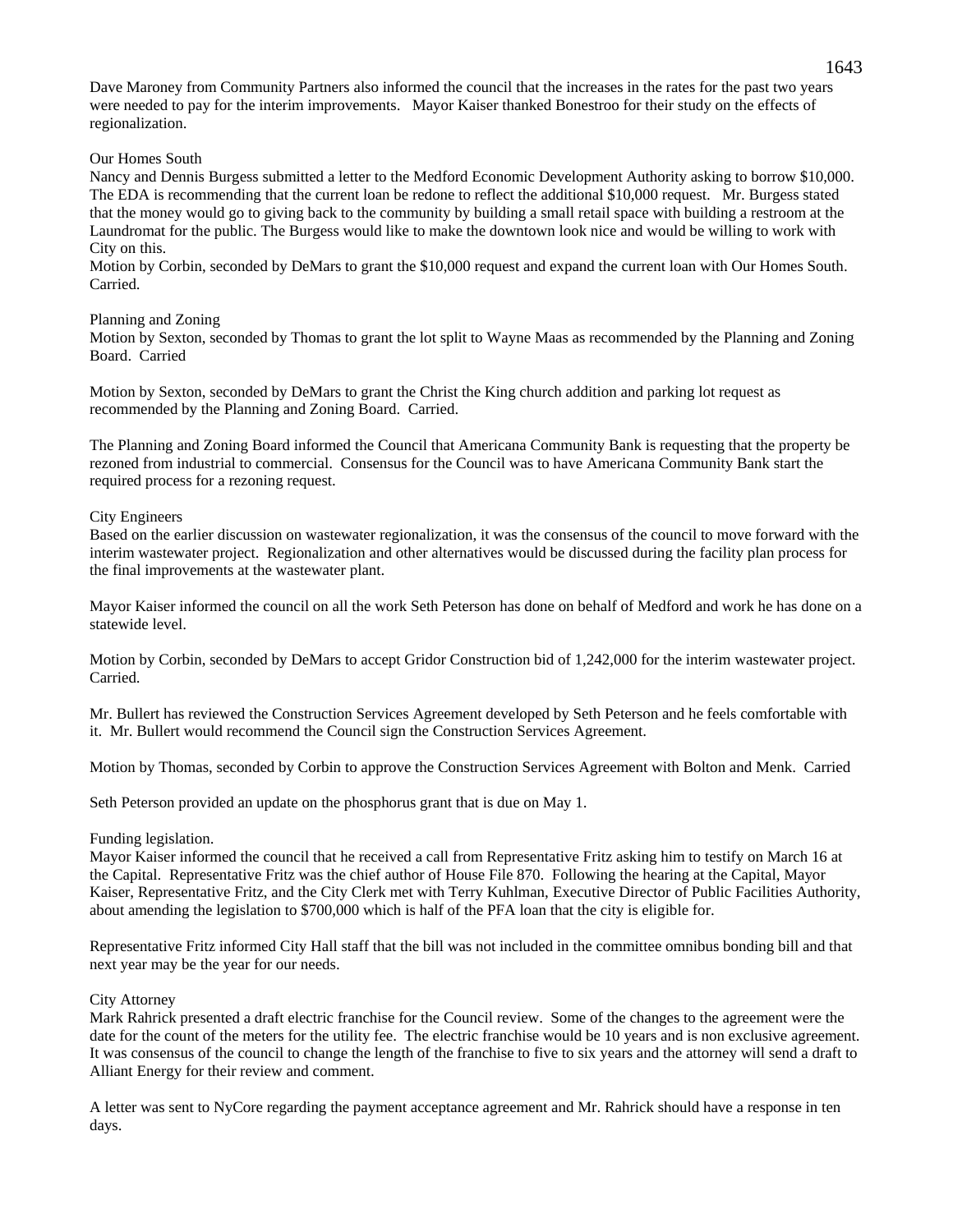Dave Maroney from Community Partners also informed the council that the increases in the rates for the past two years were needed to pay for the interim improvements. Mayor Kaiser thanked Bonestroo for their study on the effects of regionalization.

Our Homes South

Nancy and Dennis Burgess submitted a letter to the Medford Economic Development Authority asking to borrow $10,000. The EDA is recommending that the current loan be redone to reflect the additional $10,000 request. Mr. Burgess stated that the money would go to giving back to the community by building a small retail space with building a restroom at the Laundromat for the public. The Burgess would like to make the downtown look nice and would be willing to work with City on this.

Motion by Corbin, seconded by DeMars to grant the $10,000 request and expand the current loan with Our Homes South. Carried.

Planning and Zoning

Motion by Sexton, seconded by Thomas to grant the lot split to Wayne Maas as recommended by the Planning and Zoning Board. Carried

Motion by Sexton, seconded by DeMars to grant the Christ the King church addition and parking lot request as recommended by the Planning and Zoning Board. Carried.

The Planning and Zoning Board informed the Council that Americana Community Bank is requesting that the property be rezoned from industrial to commercial. Consensus for the Council was to have Americana Community Bank start the required process for a rezoning request.

City Engineers

Based on the earlier discussion on wastewater regionalization, it was the consensus of the council to move forward with the interim wastewater project. Regionalization and other alternatives would be discussed during the facility plan process for the final improvements at the wastewater plant.

Mayor Kaiser informed the council on all the work Seth Peterson has done on behalf of Medford and work he has done on a statewide level.

Motion by Corbin, seconded by DeMars to accept Gridor Construction bid of 1,242,000 for the interim wastewater project. Carried.

Mr. Bullert has reviewed the Construction Services Agreement developed by Seth Peterson and he feels comfortable with it. Mr. Bullert would recommend the Council sign the Construction Services Agreement.

Motion by Thomas, seconded by Corbin to approve the Construction Services Agreement with Bolton and Menk. Carried

Seth Peterson provided an update on the phosphorus grant that is due on May 1.

Funding legislation.

Mayor Kaiser informed the council that he received a call from Representative Fritz asking him to testify on March 16 at the Capital. Representative Fritz was the chief author of House File 870. Following the hearing at the Capital, Mayor Kaiser, Representative Fritz, and the City Clerk met with Terry Kuhlman, Executive Director of Public Facilities Authority, about amending the legislation to $700,000 which is half of the PFA loan that the city is eligible for.

Representative Fritz informed City Hall staff that the bill was not included in the committee omnibus bonding bill and that next year may be the year for our needs.

City Attorney

Mark Rahrick presented a draft electric franchise for the Council review. Some of the changes to the agreement were the date for the count of the meters for the utility fee. The electric franchise would be 10 years and is non exclusive agreement. It was consensus of the council to change the length of the franchise to five to six years and the attorney will send a draft to Alliant Energy for their review and comment.

A letter was sent to NyCore regarding the payment acceptance agreement and Mr. Rahrick should have a response in ten days.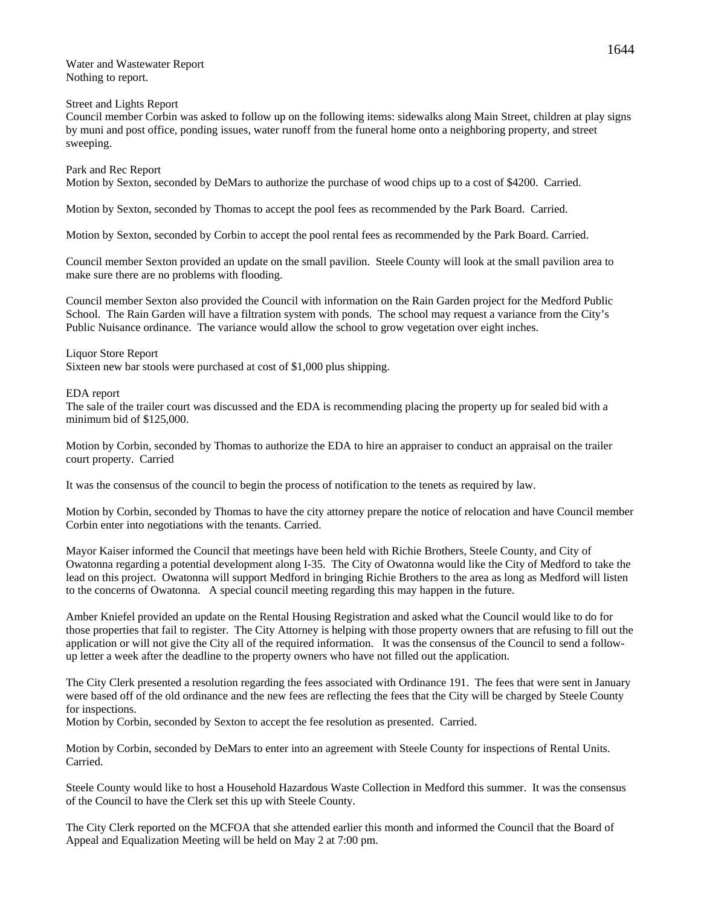Water and Wastewater Report
Nothing to report.

Street and Lights Report
Council member Corbin was asked to follow up on the following items: sidewalks along Main Street, children at play signs by muni and post office, ponding issues, water runoff from the funeral home onto a neighboring property, and street sweeping.

Park and Rec Report
Motion by Sexton, seconded by DeMars to authorize the purchase of wood chips up to a cost of $4200. Carried.

Motion by Sexton, seconded by Thomas to accept the pool fees as recommended by the Park Board. Carried.

Motion by Sexton, seconded by Corbin to accept the pool rental fees as recommended by the Park Board. Carried.

Council member Sexton provided an update on the small pavilion. Steele County will look at the small pavilion area to make sure there are no problems with flooding.

Council member Sexton also provided the Council with information on the Rain Garden project for the Medford Public School. The Rain Garden will have a filtration system with ponds. The school may request a variance from the City's Public Nuisance ordinance. The variance would allow the school to grow vegetation over eight inches.

Liquor Store Report
Sixteen new bar stools were purchased at cost of $1,000 plus shipping.

EDA report
The sale of the trailer court was discussed and the EDA is recommending placing the property up for sealed bid with a minimum bid of $125,000.

Motion by Corbin, seconded by Thomas to authorize the EDA to hire an appraiser to conduct an appraisal on the trailer court property. Carried

It was the consensus of the council to begin the process of notification to the tenets as required by law.

Motion by Corbin, seconded by Thomas to have the city attorney prepare the notice of relocation and have Council member Corbin enter into negotiations with the tenants. Carried.

Mayor Kaiser informed the Council that meetings have been held with Richie Brothers, Steele County, and City of Owatonna regarding a potential development along I-35. The City of Owatonna would like the City of Medford to take the lead on this project. Owatonna will support Medford in bringing Richie Brothers to the area as long as Medford will listen to the concerns of Owatonna. A special council meeting regarding this may happen in the future.

Amber Kniefel provided an update on the Rental Housing Registration and asked what the Council would like to do for those properties that fail to register. The City Attorney is helping with those property owners that are refusing to fill out the application or will not give the City all of the required information. It was the consensus of the Council to send a follow-up letter a week after the deadline to the property owners who have not filled out the application.

The City Clerk presented a resolution regarding the fees associated with Ordinance 191. The fees that were sent in January were based off of the old ordinance and the new fees are reflecting the fees that the City will be charged by Steele County for inspections.
Motion by Corbin, seconded by Sexton to accept the fee resolution as presented. Carried.

Motion by Corbin, seconded by DeMars to enter into an agreement with Steele County for inspections of Rental Units. Carried.

Steele County would like to host a Household Hazardous Waste Collection in Medford this summer. It was the consensus of the Council to have the Clerk set this up with Steele County.

The City Clerk reported on the MCFOA that she attended earlier this month and informed the Council that the Board of Appeal and Equalization Meeting will be held on May 2 at 7:00 pm.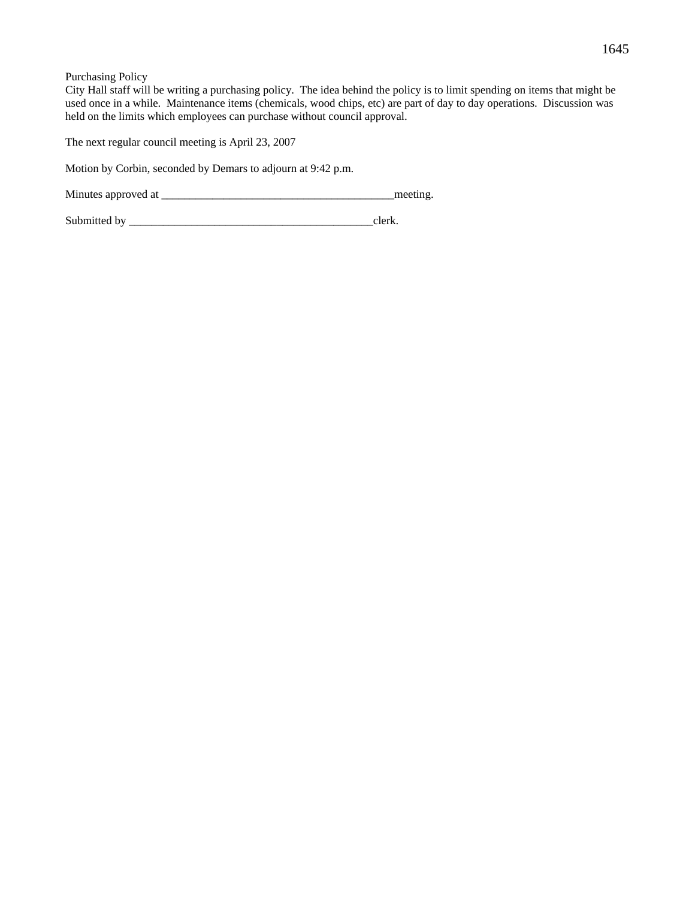Purchasing Policy
City Hall staff will be writing a purchasing policy. The idea behind the policy is to limit spending on items that might be used once in a while. Maintenance items (chemicals, wood chips, etc) are part of day to day operations. Discussion was held on the limits which employees can purchase without council approval.

The next regular council meeting is April 23, 2007

Motion by Corbin, seconded by Demars to adjourn at 9:42 p.m.

Minutes approved at _________________________________________meeting.

Submitted by ___________________________________________clerk.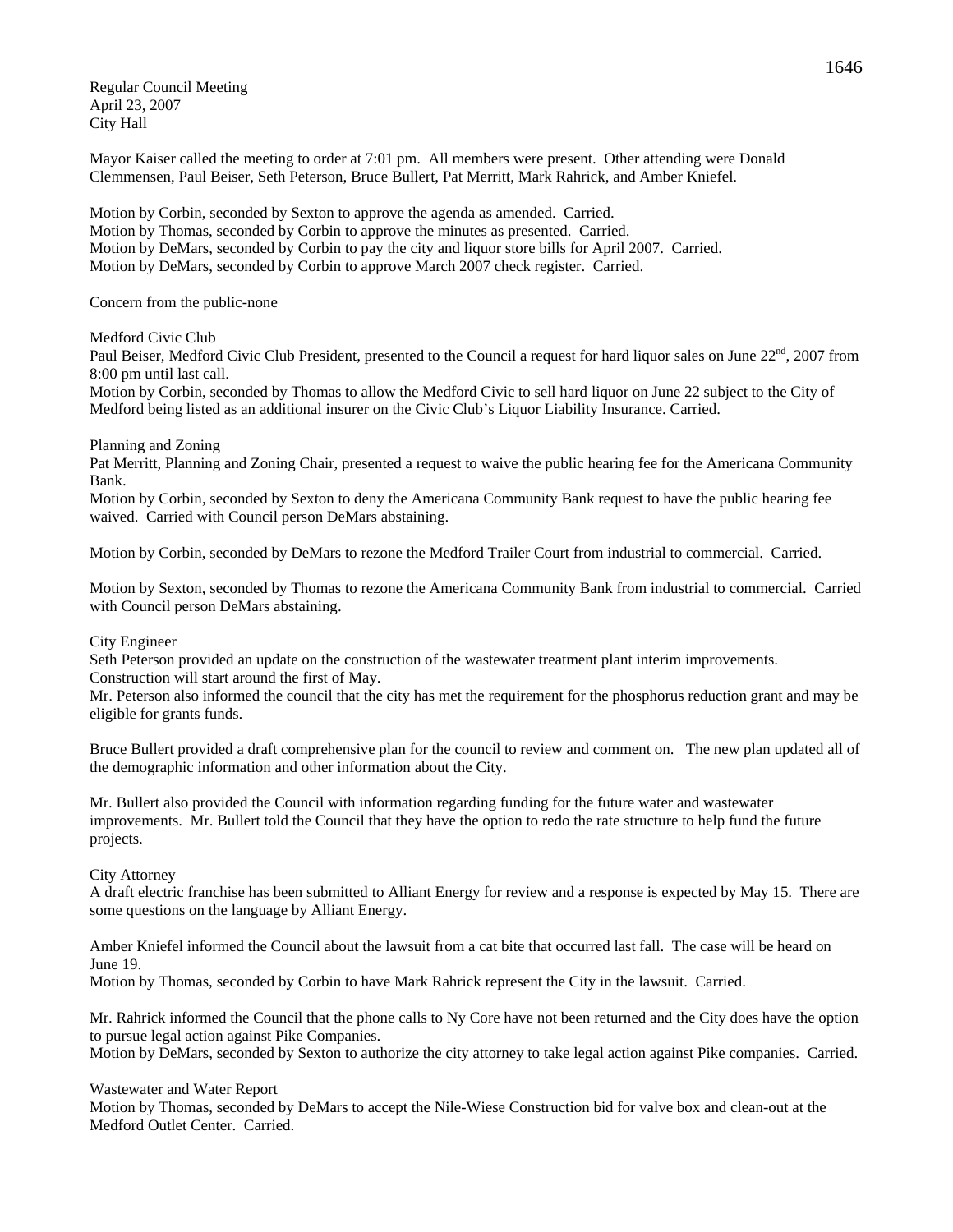Regular Council Meeting
April 23, 2007
City Hall

Mayor Kaiser called the meeting to order at 7:01 pm. All members were present. Other attending were Donald Clemmensen, Paul Beiser, Seth Peterson, Bruce Bullert, Pat Merritt, Mark Rahrick, and Amber Kniefel.

Motion by Corbin, seconded by Sexton to approve the agenda as amended. Carried.
Motion by Thomas, seconded by Corbin to approve the minutes as presented. Carried.
Motion by DeMars, seconded by Corbin to pay the city and liquor store bills for April 2007. Carried.
Motion by DeMars, seconded by Corbin to approve March 2007 check register. Carried.

Concern from the public-none

Medford Civic Club
Paul Beiser, Medford Civic Club President, presented to the Council a request for hard liquor sales on June 22nd, 2007 from 8:00 pm until last call.
Motion by Corbin, seconded by Thomas to allow the Medford Civic to sell hard liquor on June 22 subject to the City of Medford being listed as an additional insurer on the Civic Club's Liquor Liability Insurance. Carried.

Planning and Zoning
Pat Merritt, Planning and Zoning Chair, presented a request to waive the public hearing fee for the Americana Community Bank.
Motion by Corbin, seconded by Sexton to deny the Americana Community Bank request to have the public hearing fee waived. Carried with Council person DeMars abstaining.

Motion by Corbin, seconded by DeMars to rezone the Medford Trailer Court from industrial to commercial. Carried.

Motion by Sexton, seconded by Thomas to rezone the Americana Community Bank from industrial to commercial. Carried with Council person DeMars abstaining.

City Engineer
Seth Peterson provided an update on the construction of the wastewater treatment plant interim improvements. Construction will start around the first of May.
Mr. Peterson also informed the council that the city has met the requirement for the phosphorus reduction grant and may be eligible for grants funds.

Bruce Bullert provided a draft comprehensive plan for the council to review and comment on. The new plan updated all of the demographic information and other information about the City.

Mr. Bullert also provided the Council with information regarding funding for the future water and wastewater improvements. Mr. Bullert told the Council that they have the option to redo the rate structure to help fund the future projects.

City Attorney
A draft electric franchise has been submitted to Alliant Energy for review and a response is expected by May 15. There are some questions on the language by Alliant Energy.

Amber Kniefel informed the Council about the lawsuit from a cat bite that occurred last fall. The case will be heard on June 19.
Motion by Thomas, seconded by Corbin to have Mark Rahrick represent the City in the lawsuit. Carried.

Mr. Rahrick informed the Council that the phone calls to Ny Core have not been returned and the City does have the option to pursue legal action against Pike Companies.
Motion by DeMars, seconded by Sexton to authorize the city attorney to take legal action against Pike companies. Carried.

Wastewater and Water Report
Motion by Thomas, seconded by DeMars to accept the Nile-Wiese Construction bid for valve box and clean-out at the Medford Outlet Center. Carried.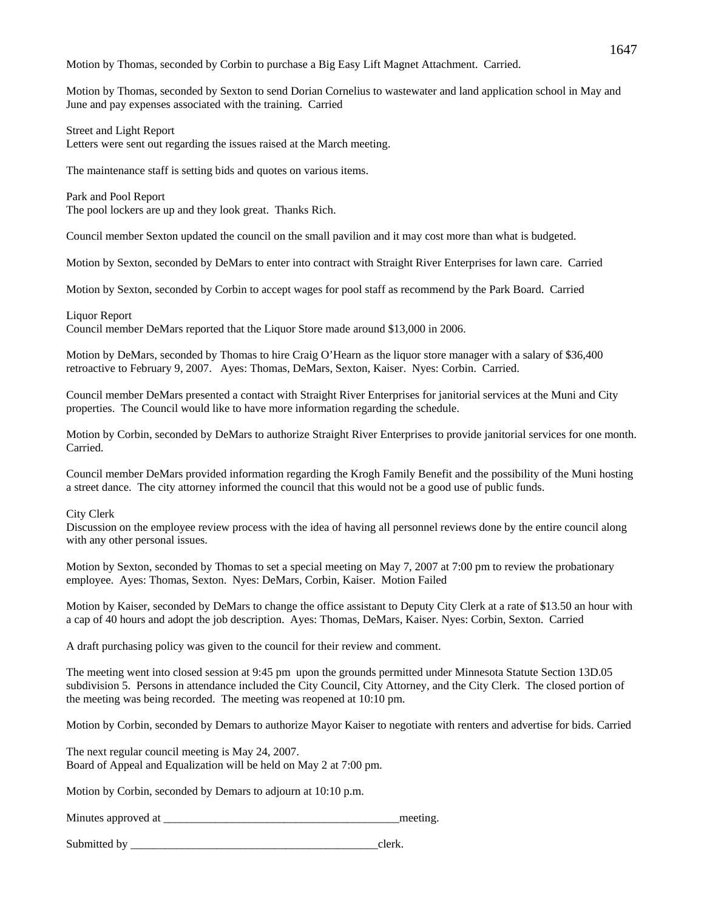Motion by Thomas, seconded by Corbin to purchase a Big Easy Lift Magnet Attachment. Carried.

Motion by Thomas, seconded by Sexton to send Dorian Cornelius to wastewater and land application school in May and June and pay expenses associated with the training. Carried

Street and Light Report
Letters were sent out regarding the issues raised at the March meeting.

The maintenance staff is setting bids and quotes on various items.

Park and Pool Report
The pool lockers are up and they look great. Thanks Rich.

Council member Sexton updated the council on the small pavilion and it may cost more than what is budgeted.

Motion by Sexton, seconded by DeMars to enter into contract with Straight River Enterprises for lawn care. Carried

Motion by Sexton, seconded by Corbin to accept wages for pool staff as recommend by the Park Board. Carried

Liquor Report
Council member DeMars reported that the Liquor Store made around $13,000 in 2006.

Motion by DeMars, seconded by Thomas to hire Craig O'Hearn as the liquor store manager with a salary of $36,400 retroactive to February 9, 2007. Ayes: Thomas, DeMars, Sexton, Kaiser. Nyes: Corbin. Carried.

Council member DeMars presented a contact with Straight River Enterprises for janitorial services at the Muni and City properties. The Council would like to have more information regarding the schedule.

Motion by Corbin, seconded by DeMars to authorize Straight River Enterprises to provide janitorial services for one month. Carried.

Council member DeMars provided information regarding the Krogh Family Benefit and the possibility of the Muni hosting a street dance. The city attorney informed the council that this would not be a good use of public funds.

City Clerk
Discussion on the employee review process with the idea of having all personnel reviews done by the entire council along with any other personal issues.

Motion by Sexton, seconded by Thomas to set a special meeting on May 7, 2007 at 7:00 pm to review the probationary employee. Ayes: Thomas, Sexton. Nyes: DeMars, Corbin, Kaiser. Motion Failed

Motion by Kaiser, seconded by DeMars to change the office assistant to Deputy City Clerk at a rate of $13.50 an hour with a cap of 40 hours and adopt the job description. Ayes: Thomas, DeMars, Kaiser. Nyes: Corbin, Sexton. Carried

A draft purchasing policy was given to the council for their review and comment.

The meeting went into closed session at 9:45 pm upon the grounds permitted under Minnesota Statute Section 13D.05 subdivision 5. Persons in attendance included the City Council, City Attorney, and the City Clerk. The closed portion of the meeting was being recorded. The meeting was reopened at 10:10 pm.

Motion by Corbin, seconded by Demars to authorize Mayor Kaiser to negotiate with renters and advertise for bids. Carried

The next regular council meeting is May 24, 2007.
Board of Appeal and Equalization will be held on May 2 at 7:00 pm.

Motion by Corbin, seconded by Demars to adjourn at 10:10 p.m.

Minutes approved at ________________________________________meeting.

Submitted by ___________________________________________clerk.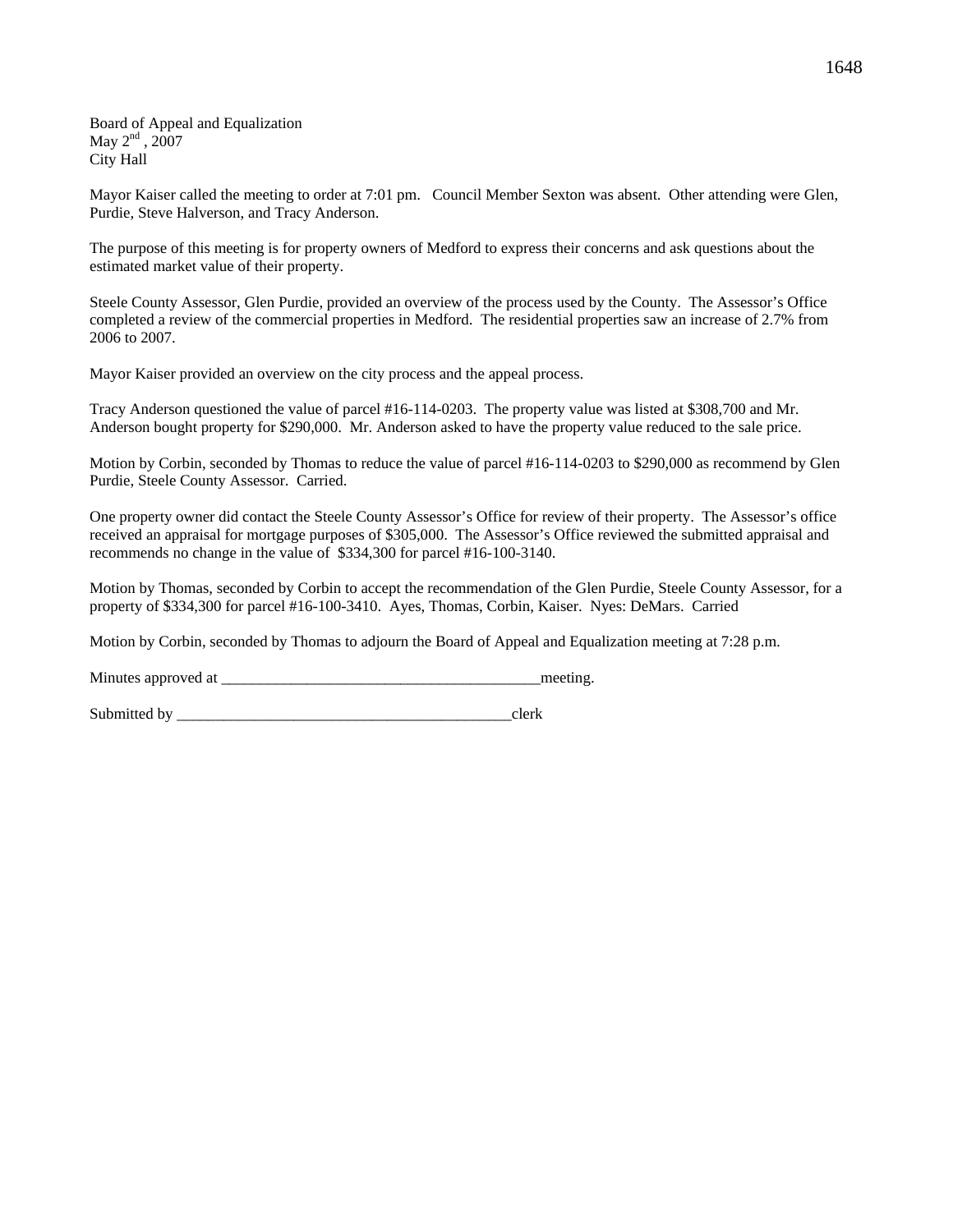Board of Appeal and Equalization
May 2nd , 2007
City Hall

Mayor Kaiser called the meeting to order at 7:01 pm. Council Member Sexton was absent. Other attending were Glen, Purdie, Steve Halverson, and Tracy Anderson.

The purpose of this meeting is for property owners of Medford to express their concerns and ask questions about the estimated market value of their property.

Steele County Assessor, Glen Purdie, provided an overview of the process used by the County. The Assessor's Office completed a review of the commercial properties in Medford. The residential properties saw an increase of 2.7% from 2006 to 2007.

Mayor Kaiser provided an overview on the city process and the appeal process.

Tracy Anderson questioned the value of parcel #16-114-0203. The property value was listed at $308,700 and Mr. Anderson bought property for $290,000. Mr. Anderson asked to have the property value reduced to the sale price.

Motion by Corbin, seconded by Thomas to reduce the value of parcel #16-114-0203 to $290,000 as recommend by Glen Purdie, Steele County Assessor. Carried.

One property owner did contact the Steele County Assessor's Office for review of their property. The Assessor's office received an appraisal for mortgage purposes of $305,000. The Assessor's Office reviewed the submitted appraisal and recommends no change in the value of $334,300 for parcel #16-100-3140.

Motion by Thomas, seconded by Corbin to accept the recommendation of the Glen Purdie, Steele County Assessor, for a property of $334,300 for parcel #16-100-3410. Ayes, Thomas, Corbin, Kaiser. Nyes: DeMars. Carried

Motion by Corbin, seconded by Thomas to adjourn the Board of Appeal and Equalization meeting at 7:28 p.m.

Minutes approved at _________________________________________meeting.

Submitted by ____________________________________________clerk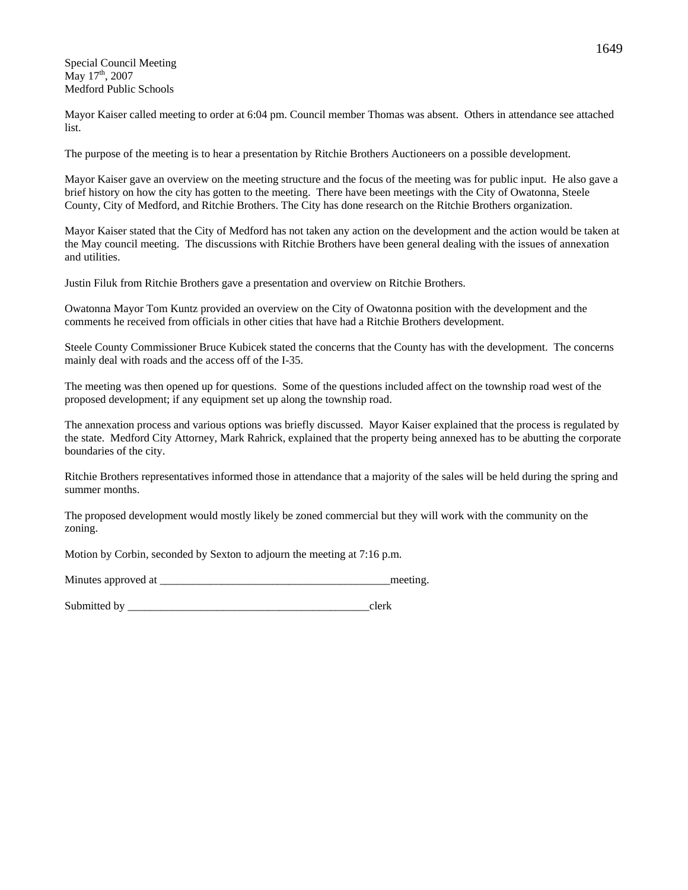Special Council Meeting
May 17th, 2007
Medford Public Schools

Mayor Kaiser called meeting to order at 6:04 pm. Council member Thomas was absent. Others in attendance see attached list.

The purpose of the meeting is to hear a presentation by Ritchie Brothers Auctioneers on a possible development.

Mayor Kaiser gave an overview on the meeting structure and the focus of the meeting was for public input. He also gave a brief history on how the city has gotten to the meeting. There have been meetings with the City of Owatonna, Steele County, City of Medford, and Ritchie Brothers. The City has done research on the Ritchie Brothers organization.

Mayor Kaiser stated that the City of Medford has not taken any action on the development and the action would be taken at the May council meeting. The discussions with Ritchie Brothers have been general dealing with the issues of annexation and utilities.

Justin Filuk from Ritchie Brothers gave a presentation and overview on Ritchie Brothers.

Owatonna Mayor Tom Kuntz provided an overview on the City of Owatonna position with the development and the comments he received from officials in other cities that have had a Ritchie Brothers development.

Steele County Commissioner Bruce Kubicek stated the concerns that the County has with the development. The concerns mainly deal with roads and the access off of the I-35.

The meeting was then opened up for questions. Some of the questions included affect on the township road west of the proposed development; if any equipment set up along the township road.

The annexation process and various options was briefly discussed. Mayor Kaiser explained that the process is regulated by the state. Medford City Attorney, Mark Rahrick, explained that the property being annexed has to be abutting the corporate boundaries of the city.

Ritchie Brothers representatives informed those in attendance that a majority of the sales will be held during the spring and summer months.

The proposed development would mostly likely be zoned commercial but they will work with the community on the zoning.

Motion by Corbin, seconded by Sexton to adjourn the meeting at 7:16 p.m.

Minutes approved at __________________________________________meeting.

Submitted by ____________________________________________clerk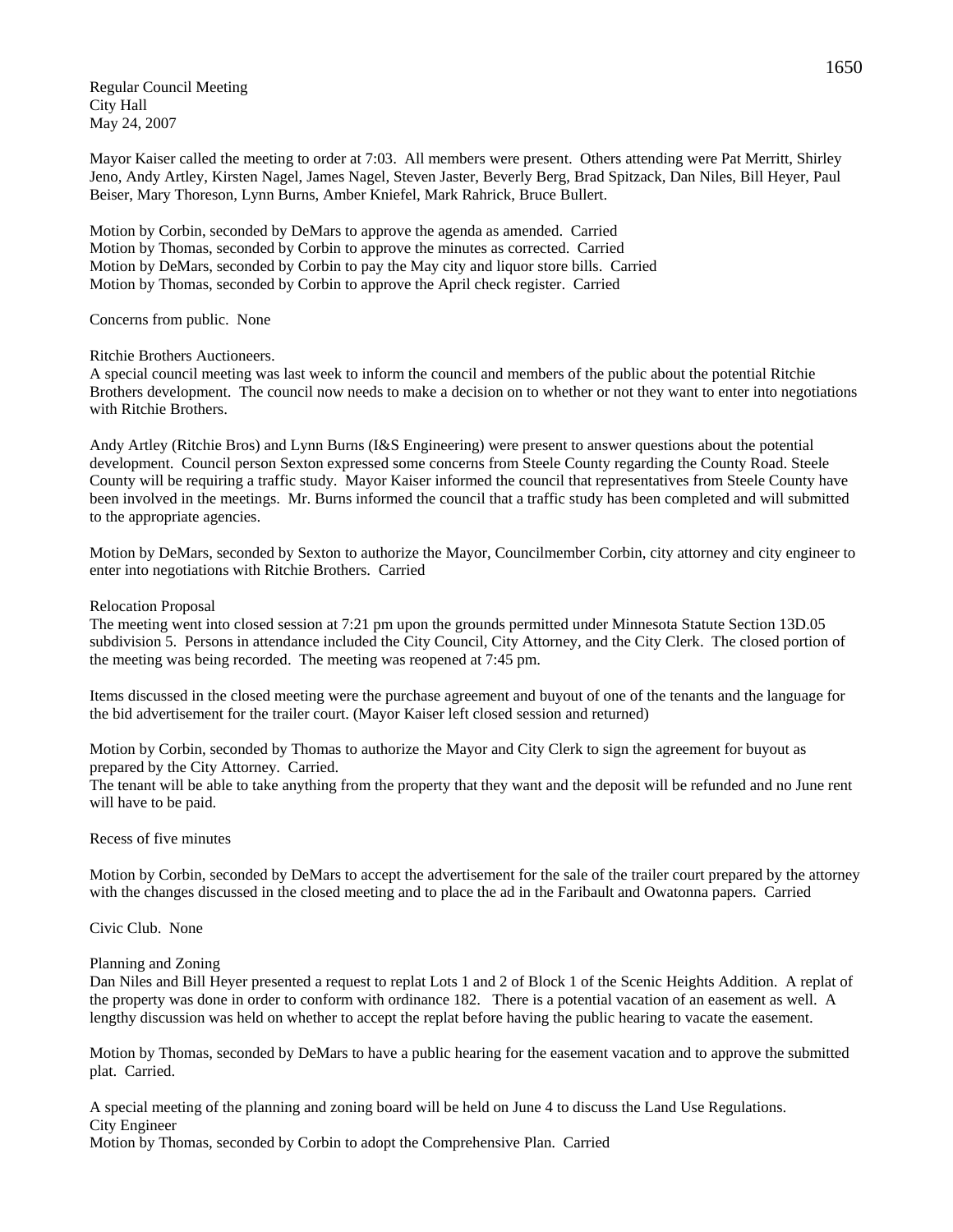Regular Council Meeting
City Hall
May 24, 2007

Mayor Kaiser called the meeting to order at 7:03. All members were present. Others attending were Pat Merritt, Shirley Jeno, Andy Artley, Kirsten Nagel, James Nagel, Steven Jaster, Beverly Berg, Brad Spitzack, Dan Niles, Bill Heyer, Paul Beiser, Mary Thoreson, Lynn Burns, Amber Kniefel, Mark Rahrick, Bruce Bullert.

Motion by Corbin, seconded by DeMars to approve the agenda as amended. Carried
Motion by Thomas, seconded by Corbin to approve the minutes as corrected. Carried
Motion by DeMars, seconded by Corbin to pay the May city and liquor store bills. Carried
Motion by Thomas, seconded by Corbin to approve the April check register. Carried

Concerns from public. None

Ritchie Brothers Auctioneers.
A special council meeting was last week to inform the council and members of the public about the potential Ritchie Brothers development. The council now needs to make a decision on to whether or not they want to enter into negotiations with Ritchie Brothers.

Andy Artley (Ritchie Bros) and Lynn Burns (I&S Engineering) were present to answer questions about the potential development. Council person Sexton expressed some concerns from Steele County regarding the County Road. Steele County will be requiring a traffic study. Mayor Kaiser informed the council that representatives from Steele County have been involved in the meetings. Mr. Burns informed the council that a traffic study has been completed and will submitted to the appropriate agencies.

Motion by DeMars, seconded by Sexton to authorize the Mayor, Councilmember Corbin, city attorney and city engineer to enter into negotiations with Ritchie Brothers. Carried

Relocation Proposal
The meeting went into closed session at 7:21 pm upon the grounds permitted under Minnesota Statute Section 13D.05 subdivision 5. Persons in attendance included the City Council, City Attorney, and the City Clerk. The closed portion of the meeting was being recorded. The meeting was reopened at 7:45 pm.

Items discussed in the closed meeting were the purchase agreement and buyout of one of the tenants and the language for the bid advertisement for the trailer court. (Mayor Kaiser left closed session and returned)

Motion by Corbin, seconded by Thomas to authorize the Mayor and City Clerk to sign the agreement for buyout as prepared by the City Attorney. Carried.
The tenant will be able to take anything from the property that they want and the deposit will be refunded and no June rent will have to be paid.

Recess of five minutes

Motion by Corbin, seconded by DeMars to accept the advertisement for the sale of the trailer court prepared by the attorney with the changes discussed in the closed meeting and to place the ad in the Faribault and Owatonna papers. Carried

Civic Club. None

Planning and Zoning
Dan Niles and Bill Heyer presented a request to replat Lots 1 and 2 of Block 1 of the Scenic Heights Addition. A replat of the property was done in order to conform with ordinance 182. There is a potential vacation of an easement as well. A lengthy discussion was held on whether to accept the replat before having the public hearing to vacate the easement.

Motion by Thomas, seconded by DeMars to have a public hearing for the easement vacation and to approve the submitted plat. Carried.

A special meeting of the planning and zoning board will be held on June 4 to discuss the Land Use Regulations.
City Engineer
Motion by Thomas, seconded by Corbin to adopt the Comprehensive Plan. Carried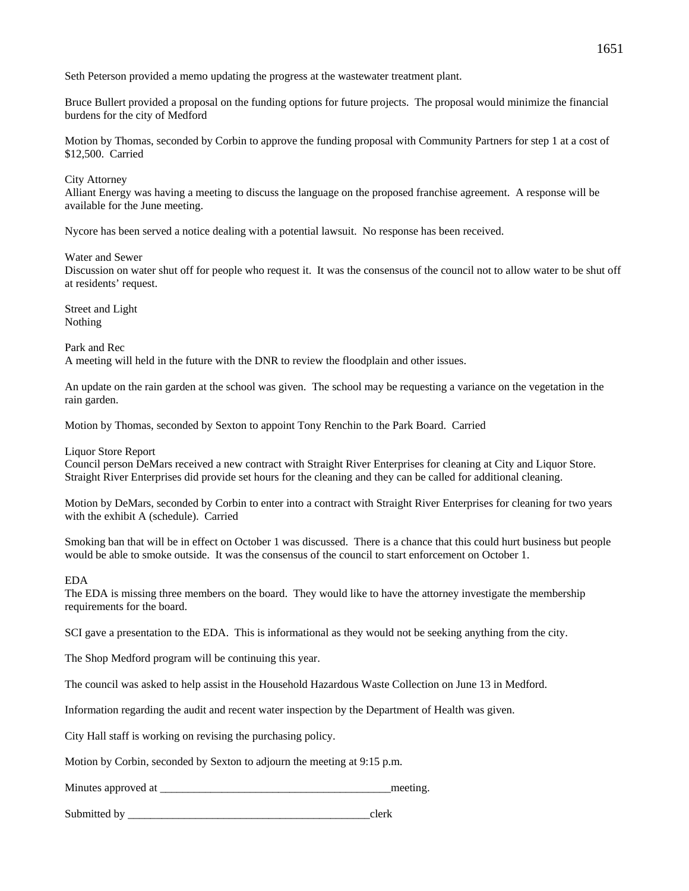Seth Peterson provided a memo updating the progress at the wastewater treatment plant.

Bruce Bullert provided a proposal on the funding options for future projects. The proposal would minimize the financial burdens for the city of Medford

Motion by Thomas, seconded by Corbin to approve the funding proposal with Community Partners for step 1 at a cost of $12,500. Carried

City Attorney
Alliant Energy was having a meeting to discuss the language on the proposed franchise agreement. A response will be available for the June meeting.

Nycore has been served a notice dealing with a potential lawsuit. No response has been received.

Water and Sewer
Discussion on water shut off for people who request it. It was the consensus of the council not to allow water to be shut off at residents' request.

Street and Light
Nothing

Park and Rec
A meeting will held in the future with the DNR to review the floodplain and other issues.

An update on the rain garden at the school was given. The school may be requesting a variance on the vegetation in the rain garden.

Motion by Thomas, seconded by Sexton to appoint Tony Renchin to the Park Board. Carried

Liquor Store Report
Council person DeMars received a new contract with Straight River Enterprises for cleaning at City and Liquor Store. Straight River Enterprises did provide set hours for the cleaning and they can be called for additional cleaning.

Motion by DeMars, seconded by Corbin to enter into a contract with Straight River Enterprises for cleaning for two years with the exhibit A (schedule). Carried

Smoking ban that will be in effect on October 1 was discussed. There is a chance that this could hurt business but people would be able to smoke outside. It was the consensus of the council to start enforcement on October 1.

EDA
The EDA is missing three members on the board. They would like to have the attorney investigate the membership requirements for the board.

SCI gave a presentation to the EDA. This is informational as they would not be seeking anything from the city.

The Shop Medford program will be continuing this year.

The council was asked to help assist in the Household Hazardous Waste Collection on June 13 in Medford.

Information regarding the audit and recent water inspection by the Department of Health was given.

City Hall staff is working on revising the purchasing policy.

Motion by Corbin, seconded by Sexton to adjourn the meeting at 9:15 p.m.

Minutes approved at ________________________________________meeting.

Submitted by __________________________________________clerk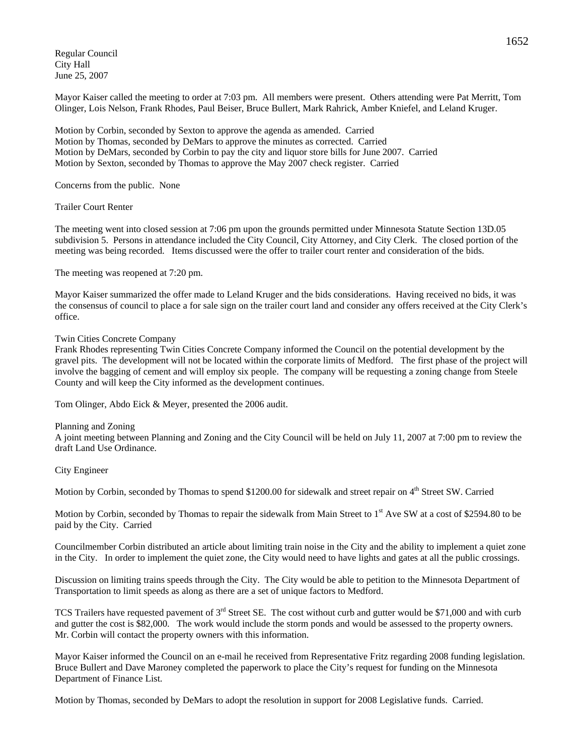Regular Council
City Hall
June 25, 2007

Mayor Kaiser called the meeting to order at 7:03 pm. All members were present. Others attending were Pat Merritt, Tom Olinger, Lois Nelson, Frank Rhodes, Paul Beiser, Bruce Bullert, Mark Rahrick, Amber Kniefel, and Leland Kruger.

Motion by Corbin, seconded by Sexton to approve the agenda as amended. Carried
Motion by Thomas, seconded by DeMars to approve the minutes as corrected. Carried
Motion by DeMars, seconded by Corbin to pay the city and liquor store bills for June 2007. Carried
Motion by Sexton, seconded by Thomas to approve the May 2007 check register. Carried

Concerns from the public. None

Trailer Court Renter

The meeting went into closed session at 7:06 pm upon the grounds permitted under Minnesota Statute Section 13D.05 subdivision 5. Persons in attendance included the City Council, City Attorney, and City Clerk. The closed portion of the meeting was being recorded. Items discussed were the offer to trailer court renter and consideration of the bids.

The meeting was reopened at 7:20 pm.

Mayor Kaiser summarized the offer made to Leland Kruger and the bids considerations. Having received no bids, it was the consensus of council to place a for sale sign on the trailer court land and consider any offers received at the City Clerk's office.

Twin Cities Concrete Company
Frank Rhodes representing Twin Cities Concrete Company informed the Council on the potential development by the gravel pits. The development will not be located within the corporate limits of Medford. The first phase of the project will involve the bagging of cement and will employ six people. The company will be requesting a zoning change from Steele County and will keep the City informed as the development continues.

Tom Olinger, Abdo Eick & Meyer, presented the 2006 audit.

Planning and Zoning
A joint meeting between Planning and Zoning and the City Council will be held on July 11, 2007 at 7:00 pm to review the draft Land Use Ordinance.

City Engineer

Motion by Corbin, seconded by Thomas to spend $1200.00 for sidewalk and street repair on 4th Street SW. Carried

Motion by Corbin, seconded by Thomas to repair the sidewalk from Main Street to 1st Ave SW at a cost of $2594.80 to be paid by the City. Carried

Councilmember Corbin distributed an article about limiting train noise in the City and the ability to implement a quiet zone in the City. In order to implement the quiet zone, the City would need to have lights and gates at all the public crossings.

Discussion on limiting trains speeds through the City. The City would be able to petition to the Minnesota Department of Transportation to limit speeds as along as there are a set of unique factors to Medford.

TCS Trailers have requested pavement of 3rd Street SE. The cost without curb and gutter would be $71,000 and with curb and gutter the cost is $82,000. The work would include the storm ponds and would be assessed to the property owners. Mr. Corbin will contact the property owners with this information.

Mayor Kaiser informed the Council on an e-mail he received from Representative Fritz regarding 2008 funding legislation. Bruce Bullert and Dave Maroney completed the paperwork to place the City's request for funding on the Minnesota Department of Finance List.

Motion by Thomas, seconded by DeMars to adopt the resolution in support for 2008 Legislative funds. Carried.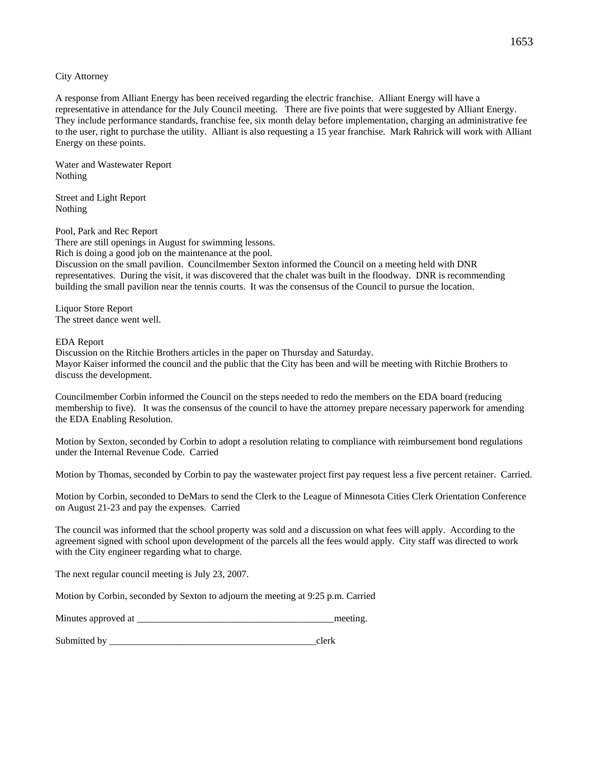City Attorney

A response from Alliant Energy has been received regarding the electric franchise. Alliant Energy will have a representative in attendance for the July Council meeting. There are five points that were suggested by Alliant Energy. They include performance standards, franchise fee, six month delay before implementation, charging an administrative fee to the user, right to purchase the utility. Alliant is also requesting a 15 year franchise. Mark Rahrick will work with Alliant Energy on these points.

Water and Wastewater Report
Nothing

Street and Light Report
Nothing

Pool, Park and Rec Report
There are still openings in August for swimming lessons.
Rich is doing a good job on the maintenance at the pool.
Discussion on the small pavilion. Councilmember Sexton informed the Council on a meeting held with DNR representatives. During the visit, it was discovered that the chalet was built in the floodway. DNR is recommending building the small pavilion near the tennis courts. It was the consensus of the Council to pursue the location.

Liquor Store Report
The street dance went well.

EDA Report
Discussion on the Ritchie Brothers articles in the paper on Thursday and Saturday.
Mayor Kaiser informed the council and the public that the City has been and will be meeting with Ritchie Brothers to discuss the development.

Councilmember Corbin informed the Council on the steps needed to redo the members on the EDA board (reducing membership to five). It was the consensus of the council to have the attorney prepare necessary paperwork for amending the EDA Enabling Resolution.

Motion by Sexton, seconded by Corbin to adopt a resolution relating to compliance with reimbursement bond regulations under the Internal Revenue Code. Carried

Motion by Thomas, seconded by Corbin to pay the wastewater project first pay request less a five percent retainer. Carried.

Motion by Corbin, seconded to DeMars to send the Clerk to the League of Minnesota Cities Clerk Orientation Conference on August 21-23 and pay the expenses. Carried

The council was informed that the school property was sold and a discussion on what fees will apply. According to the agreement signed with school upon development of the parcels all the fees would apply. City staff was directed to work with the City engineer regarding what to charge.

The next regular council meeting is July 23, 2007.

Motion by Corbin, seconded by Sexton to adjourn the meeting at 9:25 p.m. Carried

Minutes approved at _________________________________________meeting.

Submitted by ___________________________________________clerk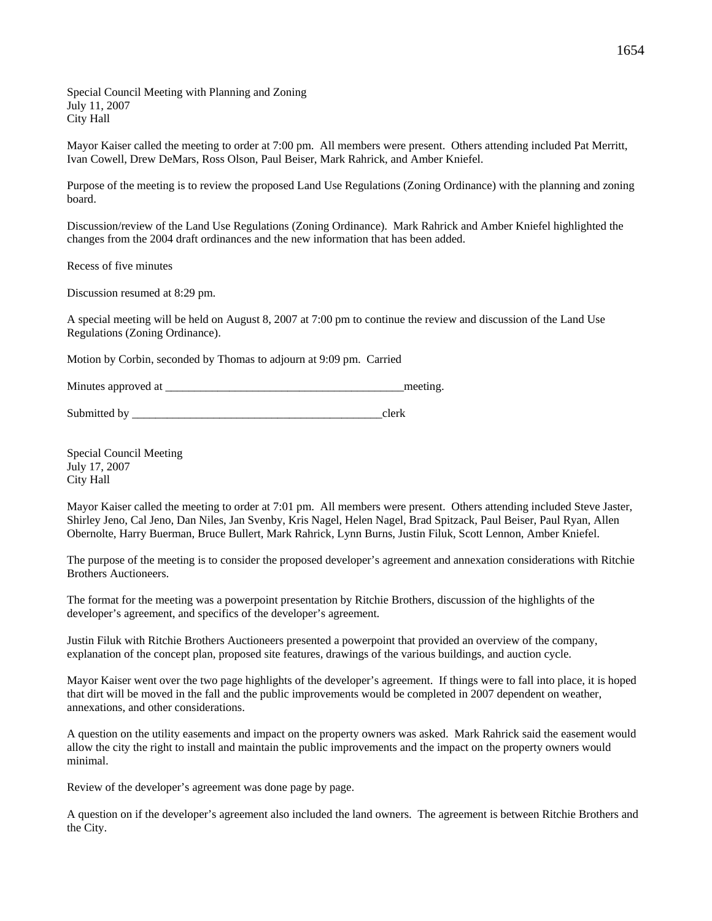Special Council Meeting with Planning and Zoning
July 11, 2007
City Hall

Mayor Kaiser called the meeting to order at 7:00 pm. All members were present. Others attending included Pat Merritt, Ivan Cowell, Drew DeMars, Ross Olson, Paul Beiser, Mark Rahrick, and Amber Kniefel.

Purpose of the meeting is to review the proposed Land Use Regulations (Zoning Ordinance) with the planning and zoning board.

Discussion/review of the Land Use Regulations (Zoning Ordinance). Mark Rahrick and Amber Kniefel highlighted the changes from the 2004 draft ordinances and the new information that has been added.

Recess of five minutes

Discussion resumed at 8:29 pm.

A special meeting will be held on August 8, 2007 at 7:00 pm to continue the review and discussion of the Land Use Regulations (Zoning Ordinance).

Motion by Corbin, seconded by Thomas to adjourn at 9:09 pm. Carried

Minutes approved at __________________________________________meeting.

Submitted by ____________________________________________clerk

Special Council Meeting
July 17, 2007
City Hall

Mayor Kaiser called the meeting to order at 7:01 pm. All members were present. Others attending included Steve Jaster, Shirley Jeno, Cal Jeno, Dan Niles, Jan Svenby, Kris Nagel, Helen Nagel, Brad Spitzack, Paul Beiser, Paul Ryan, Allen Obernolte, Harry Buerman, Bruce Bullert, Mark Rahrick, Lynn Burns, Justin Filuk, Scott Lennon, Amber Kniefel.

The purpose of the meeting is to consider the proposed developer's agreement and annexation considerations with Ritchie Brothers Auctioneers.

The format for the meeting was a powerpoint presentation by Ritchie Brothers, discussion of the highlights of the developer's agreement, and specifics of the developer's agreement.

Justin Filuk with Ritchie Brothers Auctioneers presented a powerpoint that provided an overview of the company, explanation of the concept plan, proposed site features, drawings of the various buildings, and auction cycle.

Mayor Kaiser went over the two page highlights of the developer's agreement. If things were to fall into place, it is hoped that dirt will be moved in the fall and the public improvements would be completed in 2007 dependent on weather, annexations, and other considerations.

A question on the utility easements and impact on the property owners was asked. Mark Rahrick said the easement would allow the city the right to install and maintain the public improvements and the impact on the property owners would minimal.

Review of the developer's agreement was done page by page.

A question on if the developer's agreement also included the land owners. The agreement is between Ritchie Brothers and the City.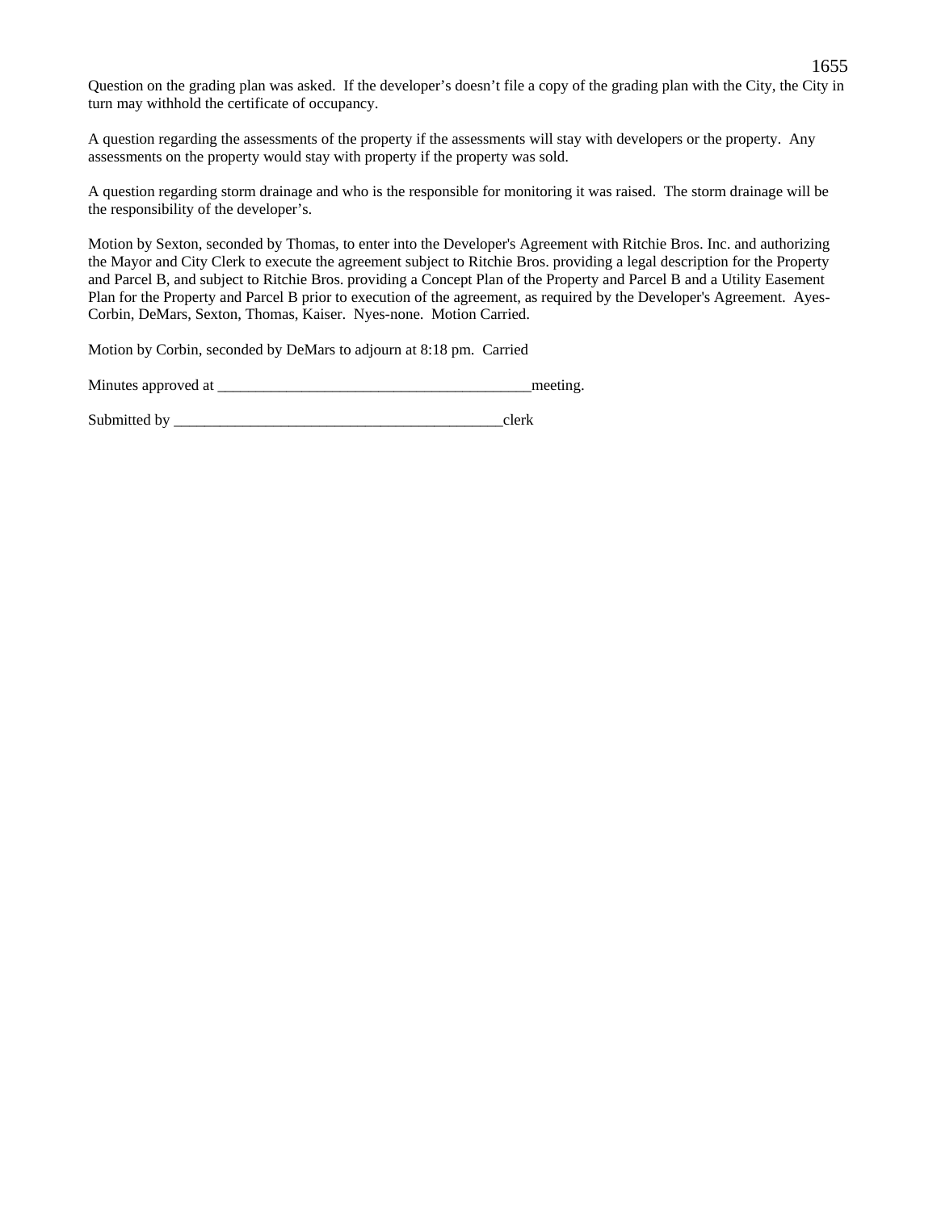Question on the grading plan was asked.  If the developer's doesn't file a copy of the grading plan with the City, the City in turn may withhold the certificate of occupancy.

A question regarding the assessments of the property if the assessments will stay with developers or the property.  Any assessments on the property would stay with property if the property was sold.

A question regarding storm drainage and who is the responsible for monitoring it was raised.  The storm drainage will be the responsibility of the developer's.

Motion by Sexton, seconded by Thomas, to enter into the Developer's Agreement with Ritchie Bros. Inc. and authorizing the Mayor and City Clerk to execute the agreement subject to Ritchie Bros. providing a legal description for the Property and Parcel B, and subject to Ritchie Bros. providing a Concept Plan of the Property and Parcel B and a Utility Easement Plan for the Property and Parcel B prior to execution of the agreement, as required by the Developer's Agreement.  Ayes-Corbin, DeMars, Sexton, Thomas, Kaiser.  Nyes-none.  Motion Carried.

Motion by Corbin, seconded by DeMars to adjourn at 8:18 pm.  Carried

Minutes approved at ________________________________________meeting.

Submitted by __________________________________________clerk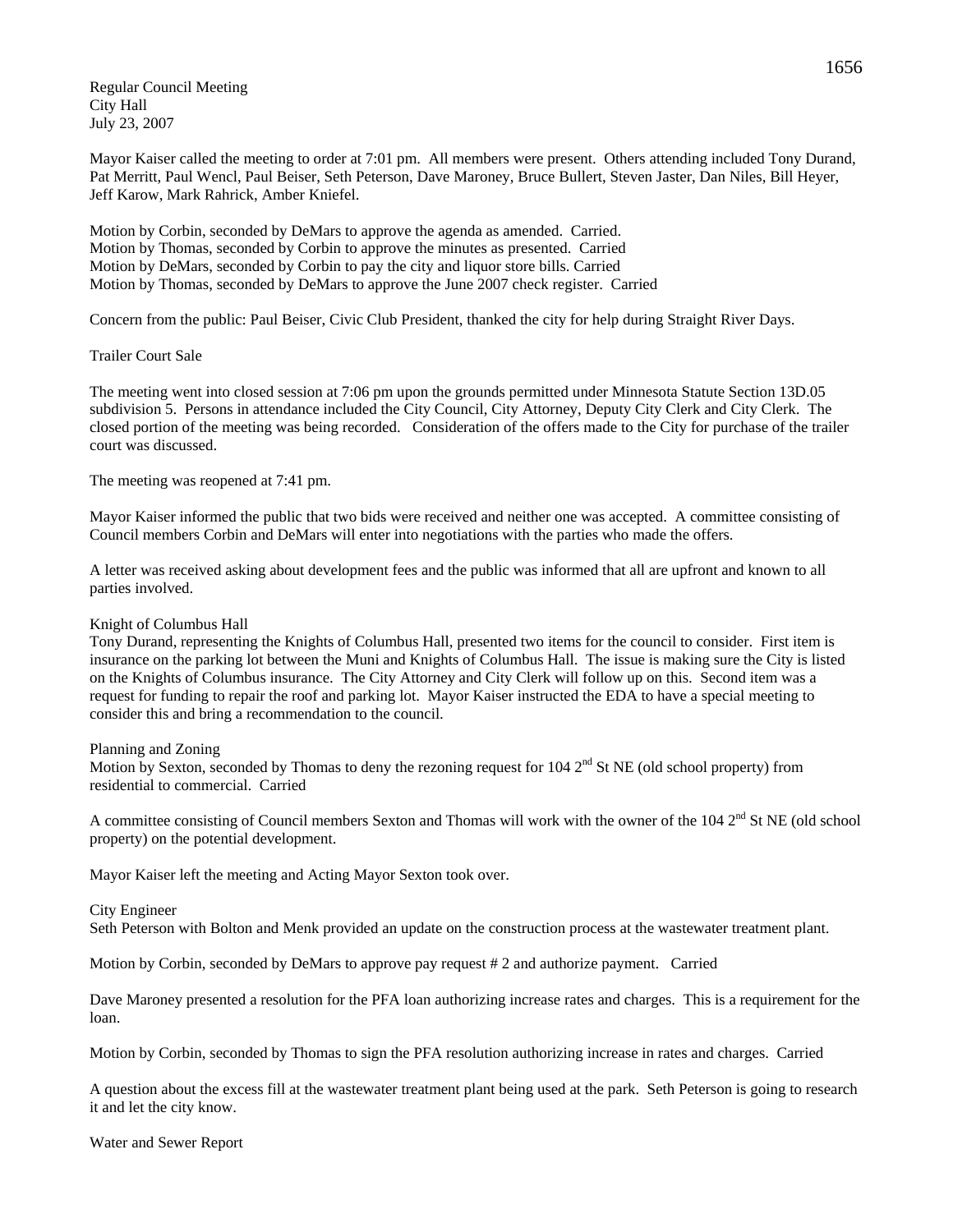Regular Council Meeting
City Hall
July 23, 2007

Mayor Kaiser called the meeting to order at 7:01 pm. All members were present. Others attending included Tony Durand, Pat Merritt, Paul Wencl, Paul Beiser, Seth Peterson, Dave Maroney, Bruce Bullert, Steven Jaster, Dan Niles, Bill Heyer, Jeff Karow, Mark Rahrick, Amber Kniefel.

Motion by Corbin, seconded by DeMars to approve the agenda as amended. Carried.
Motion by Thomas, seconded by Corbin to approve the minutes as presented. Carried
Motion by DeMars, seconded by Corbin to pay the city and liquor store bills. Carried
Motion by Thomas, seconded by DeMars to approve the June 2007 check register. Carried

Concern from the public: Paul Beiser, Civic Club President, thanked the city for help during Straight River Days.

Trailer Court Sale

The meeting went into closed session at 7:06 pm upon the grounds permitted under Minnesota Statute Section 13D.05 subdivision 5. Persons in attendance included the City Council, City Attorney, Deputy City Clerk and City Clerk. The closed portion of the meeting was being recorded. Consideration of the offers made to the City for purchase of the trailer court was discussed.

The meeting was reopened at 7:41 pm.

Mayor Kaiser informed the public that two bids were received and neither one was accepted. A committee consisting of Council members Corbin and DeMars will enter into negotiations with the parties who made the offers.

A letter was received asking about development fees and the public was informed that all are upfront and known to all parties involved.

Knight of Columbus Hall
Tony Durand, representing the Knights of Columbus Hall, presented two items for the council to consider. First item is insurance on the parking lot between the Muni and Knights of Columbus Hall. The issue is making sure the City is listed on the Knights of Columbus insurance. The City Attorney and City Clerk will follow up on this. Second item was a request for funding to repair the roof and parking lot. Mayor Kaiser instructed the EDA to have a special meeting to consider this and bring a recommendation to the council.

Planning and Zoning
Motion by Sexton, seconded by Thomas to deny the rezoning request for 104 2nd St NE (old school property) from residential to commercial. Carried

A committee consisting of Council members Sexton and Thomas will work with the owner of the 104 2nd St NE (old school property) on the potential development.

Mayor Kaiser left the meeting and Acting Mayor Sexton took over.

City Engineer
Seth Peterson with Bolton and Menk provided an update on the construction process at the wastewater treatment plant.

Motion by Corbin, seconded by DeMars to approve pay request # 2 and authorize payment. Carried

Dave Maroney presented a resolution for the PFA loan authorizing increase rates and charges. This is a requirement for the loan.

Motion by Corbin, seconded by Thomas to sign the PFA resolution authorizing increase in rates and charges. Carried

A question about the excess fill at the wastewater treatment plant being used at the park. Seth Peterson is going to research it and let the city know.

Water and Sewer Report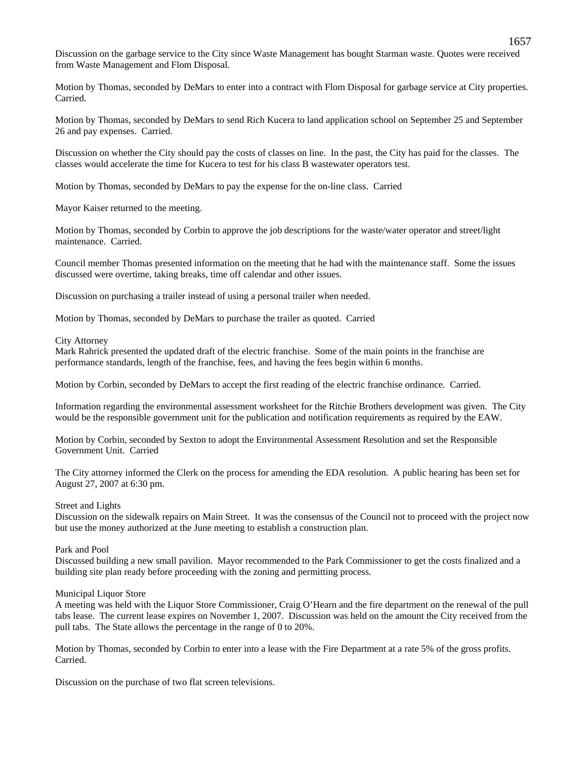Discussion on the garbage service to the City since Waste Management has bought Starman waste. Quotes were received from Waste Management and Flom Disposal.

Motion by Thomas, seconded by DeMars to enter into a contract with Flom Disposal for garbage service at City properties. Carried.

Motion by Thomas, seconded by DeMars to send Rich Kucera to land application school on September 25 and September 26 and pay expenses. Carried.

Discussion on whether the City should pay the costs of classes on line. In the past, the City has paid for the classes. The classes would accelerate the time for Kucera to test for his class B wastewater operators test.

Motion by Thomas, seconded by DeMars to pay the expense for the on-line class. Carried

Mayor Kaiser returned to the meeting.

Motion by Thomas, seconded by Corbin to approve the job descriptions for the waste/water operator and street/light maintenance. Carried.

Council member Thomas presented information on the meeting that he had with the maintenance staff. Some the issues discussed were overtime, taking breaks, time off calendar and other issues.

Discussion on purchasing a trailer instead of using a personal trailer when needed.

Motion by Thomas, seconded by DeMars to purchase the trailer as quoted. Carried

City Attorney
Mark Rahrick presented the updated draft of the electric franchise. Some of the main points in the franchise are performance standards, length of the franchise, fees, and having the fees begin within 6 months.

Motion by Corbin, seconded by DeMars to accept the first reading of the electric franchise ordinance. Carried.

Information regarding the environmental assessment worksheet for the Ritchie Brothers development was given. The City would be the responsible government unit for the publication and notification requirements as required by the EAW.

Motion by Corbin, seconded by Sexton to adopt the Environmental Assessment Resolution and set the Responsible Government Unit. Carried

The City attorney informed the Clerk on the process for amending the EDA resolution. A public hearing has been set for August 27, 2007 at 6:30 pm.

Street and Lights
Discussion on the sidewalk repairs on Main Street. It was the consensus of the Council not to proceed with the project now but use the money authorized at the June meeting to establish a construction plan.

Park and Pool
Discussed building a new small pavilion. Mayor recommended to the Park Commissioner to get the costs finalized and a building site plan ready before proceeding with the zoning and permitting process.

Municipal Liquor Store
A meeting was held with the Liquor Store Commissioner, Craig O'Hearn and the fire department on the renewal of the pull tabs lease. The current lease expires on November 1, 2007. Discussion was held on the amount the City received from the pull tabs. The State allows the percentage in the range of 0 to 20%.

Motion by Thomas, seconded by Corbin to enter into a lease with the Fire Department at a rate 5% of the gross profits. Carried.

Discussion on the purchase of two flat screen televisions.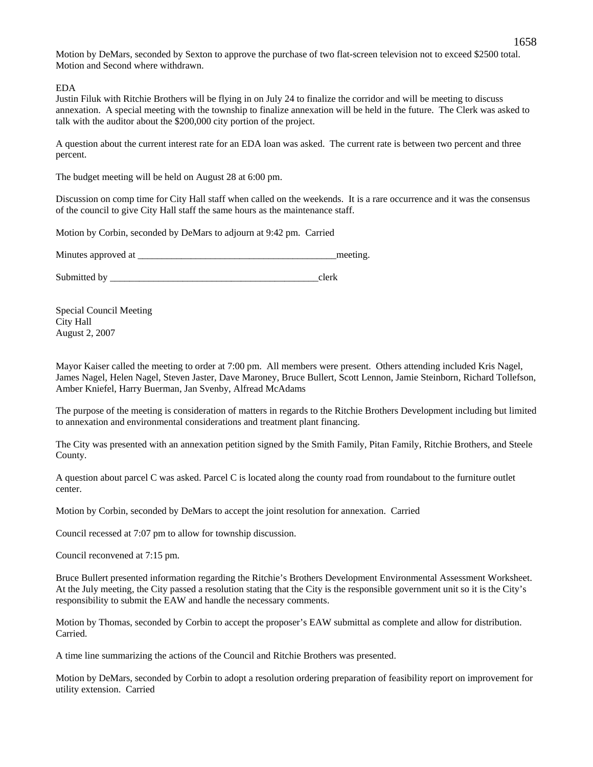Motion by DeMars, seconded by Sexton to approve the purchase of two flat-screen television not to exceed $2500 total. Motion and Second where withdrawn.

EDA
Justin Filuk with Ritchie Brothers will be flying in on July 24 to finalize the corridor and will be meeting to discuss annexation. A special meeting with the township to finalize annexation will be held in the future. The Clerk was asked to talk with the auditor about the $200,000 city portion of the project.

A question about the current interest rate for an EDA loan was asked. The current rate is between two percent and three percent.

The budget meeting will be held on August 28 at 6:00 pm.

Discussion on comp time for City Hall staff when called on the weekends. It is a rare occurrence and it was the consensus of the council to give City Hall staff the same hours as the maintenance staff.

Motion by Corbin, seconded by DeMars to adjourn at 9:42 pm. Carried

Minutes approved at ___________________________________________meeting.

Submitted by _____________________________________________clerk

Special Council Meeting
City Hall
August 2, 2007

Mayor Kaiser called the meeting to order at 7:00 pm. All members were present. Others attending included Kris Nagel, James Nagel, Helen Nagel, Steven Jaster, Dave Maroney, Bruce Bullert, Scott Lennon, Jamie Steinborn, Richard Tollefson, Amber Kniefel, Harry Buerman, Jan Svenby, Alfread McAdams

The purpose of the meeting is consideration of matters in regards to the Ritchie Brothers Development including but limited to annexation and environmental considerations and treatment plant financing.

The City was presented with an annexation petition signed by the Smith Family, Pitan Family, Ritchie Brothers, and Steele County.

A question about parcel C was asked. Parcel C is located along the county road from roundabout to the furniture outlet center.

Motion by Corbin, seconded by DeMars to accept the joint resolution for annexation. Carried

Council recessed at 7:07 pm to allow for township discussion.

Council reconvened at 7:15 pm.

Bruce Bullert presented information regarding the Ritchie's Brothers Development Environmental Assessment Worksheet. At the July meeting, the City passed a resolution stating that the City is the responsible government unit so it is the City's responsibility to submit the EAW and handle the necessary comments.

Motion by Thomas, seconded by Corbin to accept the proposer's EAW submittal as complete and allow for distribution. Carried.

A time line summarizing the actions of the Council and Ritchie Brothers was presented.

Motion by DeMars, seconded by Corbin to adopt a resolution ordering preparation of feasibility report on improvement for utility extension. Carried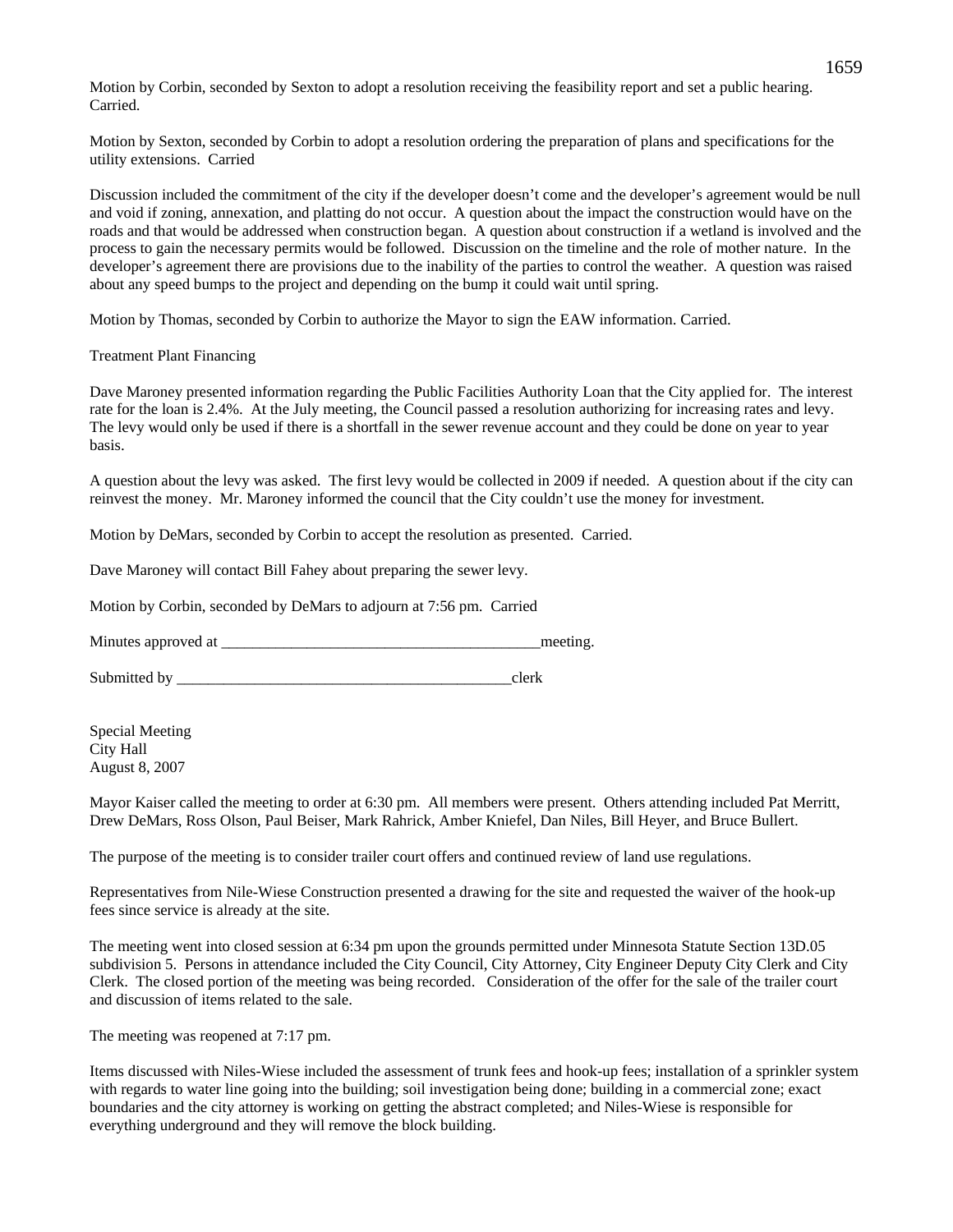Motion by Corbin, seconded by Sexton to adopt a resolution receiving the feasibility report and set a public hearing. Carried.

Motion by Sexton, seconded by Corbin to adopt a resolution ordering the preparation of plans and specifications for the utility extensions. Carried

Discussion included the commitment of the city if the developer doesn't come and the developer's agreement would be null and void if zoning, annexation, and platting do not occur. A question about the impact the construction would have on the roads and that would be addressed when construction began. A question about construction if a wetland is involved and the process to gain the necessary permits would be followed. Discussion on the timeline and the role of mother nature. In the developer's agreement there are provisions due to the inability of the parties to control the weather. A question was raised about any speed bumps to the project and depending on the bump it could wait until spring.

Motion by Thomas, seconded by Corbin to authorize the Mayor to sign the EAW information. Carried.

Treatment Plant Financing

Dave Maroney presented information regarding the Public Facilities Authority Loan that the City applied for. The interest rate for the loan is 2.4%. At the July meeting, the Council passed a resolution authorizing for increasing rates and levy. The levy would only be used if there is a shortfall in the sewer revenue account and they could be done on year to year basis.

A question about the levy was asked. The first levy would be collected in 2009 if needed. A question about if the city can reinvest the money. Mr. Maroney informed the council that the City couldn't use the money for investment.

Motion by DeMars, seconded by Corbin to accept the resolution as presented. Carried.

Dave Maroney will contact Bill Fahey about preparing the sewer levy.

Motion by Corbin, seconded by DeMars to adjourn at 7:56 pm. Carried

Minutes approved at __________________________________________meeting.

Submitted by ____________________________________________clerk

Special Meeting
City Hall
August 8, 2007

Mayor Kaiser called the meeting to order at 6:30 pm. All members were present. Others attending included Pat Merritt, Drew DeMars, Ross Olson, Paul Beiser, Mark Rahrick, Amber Kniefel, Dan Niles, Bill Heyer, and Bruce Bullert.

The purpose of the meeting is to consider trailer court offers and continued review of land use regulations.

Representatives from Nile-Wiese Construction presented a drawing for the site and requested the waiver of the hook-up fees since service is already at the site.

The meeting went into closed session at 6:34 pm upon the grounds permitted under Minnesota Statute Section 13D.05 subdivision 5. Persons in attendance included the City Council, City Attorney, City Engineer Deputy City Clerk and City Clerk. The closed portion of the meeting was being recorded. Consideration of the offer for the sale of the trailer court and discussion of items related to the sale.

The meeting was reopened at 7:17 pm.

Items discussed with Niles-Wiese included the assessment of trunk fees and hook-up fees; installation of a sprinkler system with regards to water line going into the building; soil investigation being done; building in a commercial zone; exact boundaries and the city attorney is working on getting the abstract completed; and Niles-Wiese is responsible for everything underground and they will remove the block building.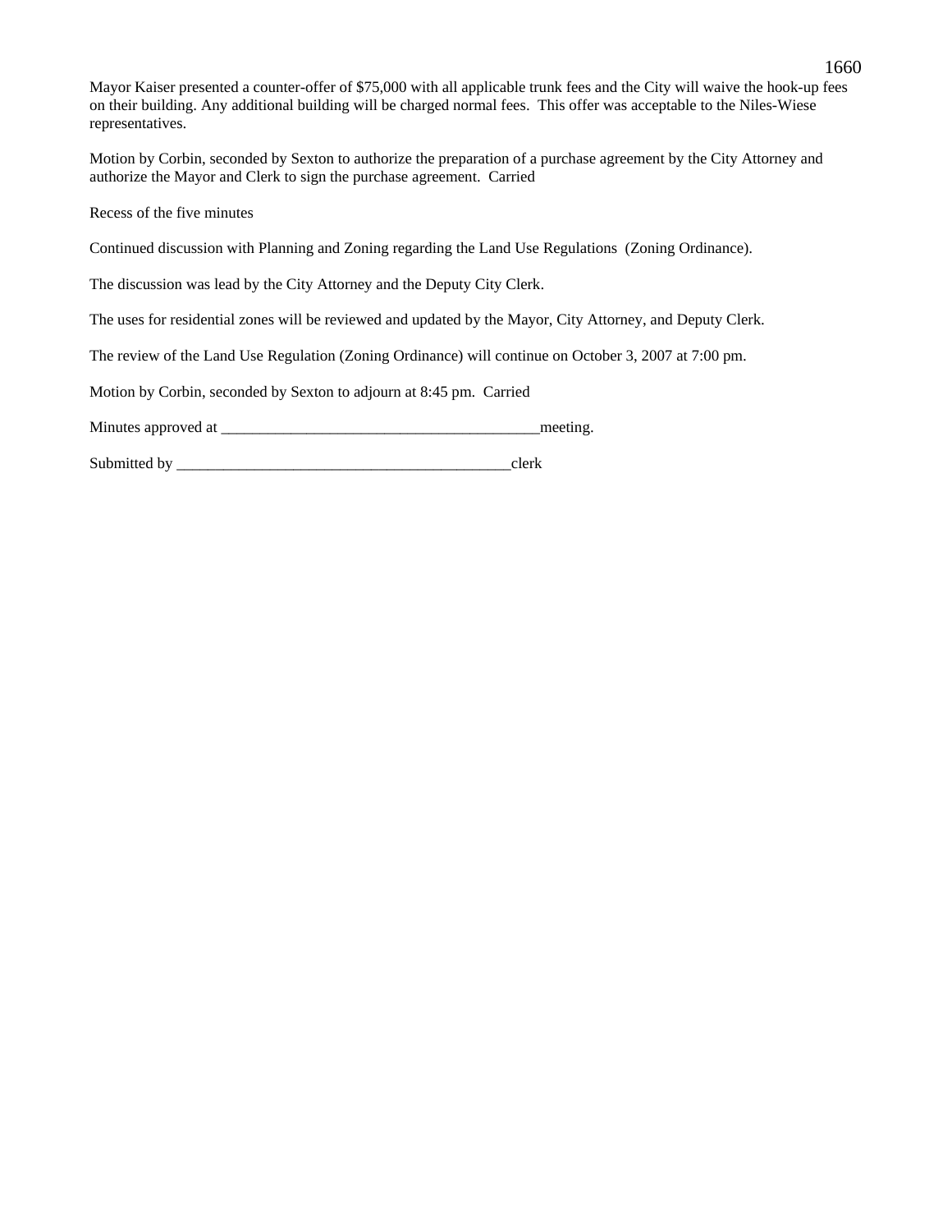Mayor Kaiser presented a counter-offer of $75,000 with all applicable trunk fees and the City will waive the hook-up fees on their building. Any additional building will be charged normal fees. This offer was acceptable to the Niles-Wiese representatives.

Motion by Corbin, seconded by Sexton to authorize the preparation of a purchase agreement by the City Attorney and authorize the Mayor and Clerk to sign the purchase agreement. Carried

Recess of the five minutes

Continued discussion with Planning and Zoning regarding the Land Use Regulations (Zoning Ordinance).

The discussion was lead by the City Attorney and the Deputy City Clerk.

The uses for residential zones will be reviewed and updated by the Mayor, City Attorney, and Deputy Clerk.

The review of the Land Use Regulation (Zoning Ordinance) will continue on October 3, 2007 at 7:00 pm.

Motion by Corbin, seconded by Sexton to adjourn at 8:45 pm. Carried

Minutes approved at _________________________________________meeting.

Submitted by ____________________________________________clerk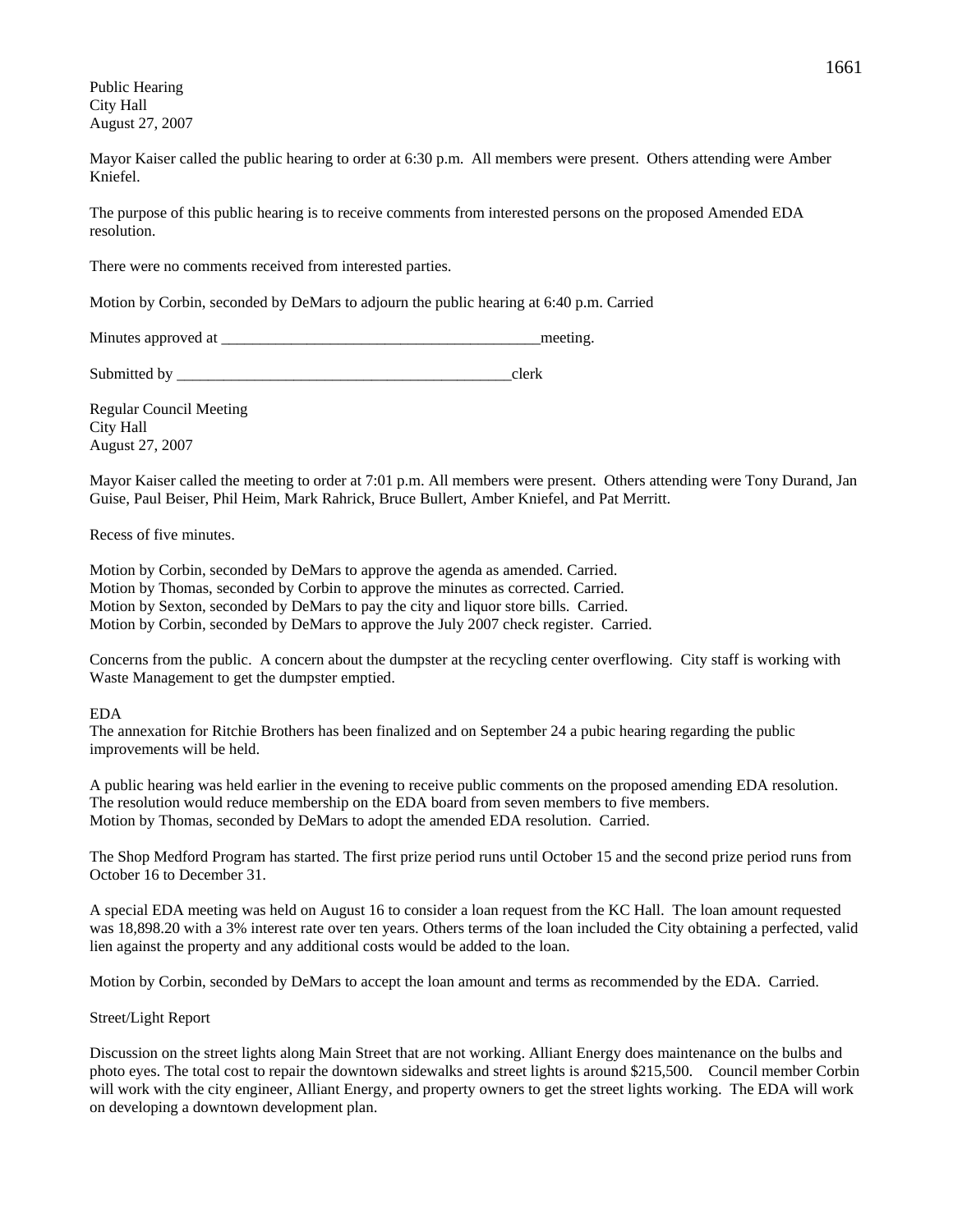Public Hearing
City Hall
August 27, 2007

Mayor Kaiser called the public hearing to order at 6:30 p.m. All members were present. Others attending were Amber Kniefel.

The purpose of this public hearing is to receive comments from interested persons on the proposed Amended EDA resolution.

There were no comments received from interested parties.

Motion by Corbin, seconded by DeMars to adjourn the public hearing at 6:40 p.m. Carried

Minutes approved at __________________________________________meeting.

Submitted by _____________________________________________clerk

Regular Council Meeting
City Hall
August 27, 2007

Mayor Kaiser called the meeting to order at 7:01 p.m. All members were present. Others attending were Tony Durand, Jan Guise, Paul Beiser, Phil Heim, Mark Rahrick, Bruce Bullert, Amber Kniefel, and Pat Merritt.

Recess of five minutes.

Motion by Corbin, seconded by DeMars to approve the agenda as amended. Carried.
Motion by Thomas, seconded by Corbin to approve the minutes as corrected. Carried.
Motion by Sexton, seconded by DeMars to pay the city and liquor store bills. Carried.
Motion by Corbin, seconded by DeMars to approve the July 2007 check register. Carried.

Concerns from the public. A concern about the dumpster at the recycling center overflowing. City staff is working with Waste Management to get the dumpster emptied.

EDA
The annexation for Ritchie Brothers has been finalized and on September 24 a pubic hearing regarding the public improvements will be held.

A public hearing was held earlier in the evening to receive public comments on the proposed amending EDA resolution. The resolution would reduce membership on the EDA board from seven members to five members.
Motion by Thomas, seconded by DeMars to adopt the amended EDA resolution. Carried.

The Shop Medford Program has started. The first prize period runs until October 15 and the second prize period runs from October 16 to December 31.

A special EDA meeting was held on August 16 to consider a loan request from the KC Hall. The loan amount requested was 18,898.20 with a 3% interest rate over ten years. Others terms of the loan included the City obtaining a perfected, valid lien against the property and any additional costs would be added to the loan.

Motion by Corbin, seconded by DeMars to accept the loan amount and terms as recommended by the EDA. Carried.

Street/Light Report

Discussion on the street lights along Main Street that are not working. Alliant Energy does maintenance on the bulbs and photo eyes. The total cost to repair the downtown sidewalks and street lights is around $215,500. Council member Corbin will work with the city engineer, Alliant Energy, and property owners to get the street lights working. The EDA will work on developing a downtown development plan.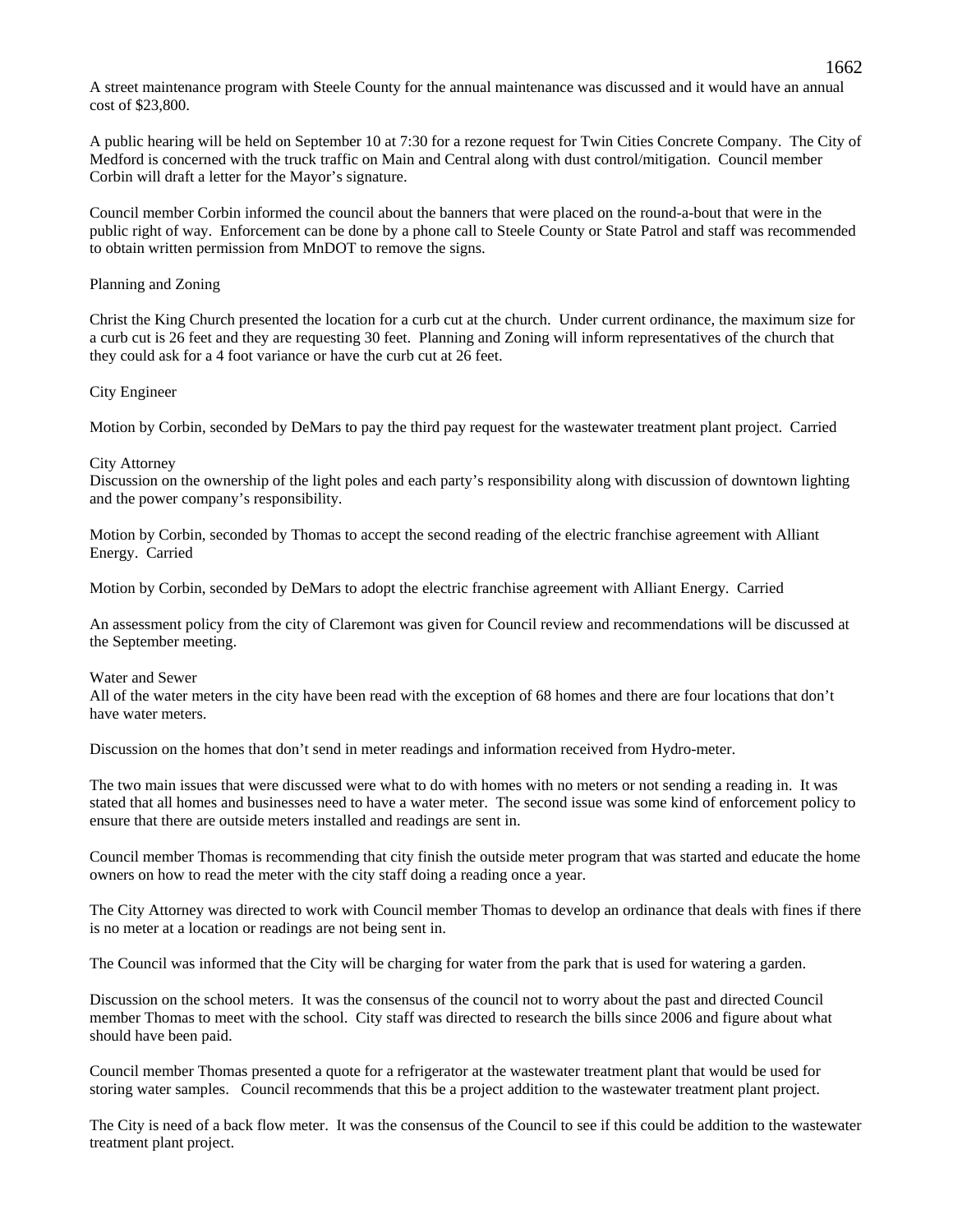A street maintenance program with Steele County for the annual maintenance was discussed and it would have an annual cost of $23,800.

A public hearing will be held on September 10 at 7:30 for a rezone request for Twin Cities Concrete Company. The City of Medford is concerned with the truck traffic on Main and Central along with dust control/mitigation. Council member Corbin will draft a letter for the Mayor's signature.

Council member Corbin informed the council about the banners that were placed on the round-a-bout that were in the public right of way. Enforcement can be done by a phone call to Steele County or State Patrol and staff was recommended to obtain written permission from MnDOT to remove the signs.

Planning and Zoning

Christ the King Church presented the location for a curb cut at the church. Under current ordinance, the maximum size for a curb cut is 26 feet and they are requesting 30 feet. Planning and Zoning will inform representatives of the church that they could ask for a 4 foot variance or have the curb cut at 26 feet.

City Engineer

Motion by Corbin, seconded by DeMars to pay the third pay request for the wastewater treatment plant project. Carried

City Attorney
Discussion on the ownership of the light poles and each party's responsibility along with discussion of downtown lighting and the power company's responsibility.

Motion by Corbin, seconded by Thomas to accept the second reading of the electric franchise agreement with Alliant Energy. Carried

Motion by Corbin, seconded by DeMars to adopt the electric franchise agreement with Alliant Energy. Carried

An assessment policy from the city of Claremont was given for Council review and recommendations will be discussed at the September meeting.

Water and Sewer
All of the water meters in the city have been read with the exception of 68 homes and there are four locations that don't have water meters.

Discussion on the homes that don't send in meter readings and information received from Hydro-meter.

The two main issues that were discussed were what to do with homes with no meters or not sending a reading in. It was stated that all homes and businesses need to have a water meter. The second issue was some kind of enforcement policy to ensure that there are outside meters installed and readings are sent in.

Council member Thomas is recommending that city finish the outside meter program that was started and educate the home owners on how to read the meter with the city staff doing a reading once a year.

The City Attorney was directed to work with Council member Thomas to develop an ordinance that deals with fines if there is no meter at a location or readings are not being sent in.

The Council was informed that the City will be charging for water from the park that is used for watering a garden.

Discussion on the school meters. It was the consensus of the council not to worry about the past and directed Council member Thomas to meet with the school. City staff was directed to research the bills since 2006 and figure about what should have been paid.

Council member Thomas presented a quote for a refrigerator at the wastewater treatment plant that would be used for storing water samples. Council recommends that this be a project addition to the wastewater treatment plant project.

The City is need of a back flow meter. It was the consensus of the Council to see if this could be addition to the wastewater treatment plant project.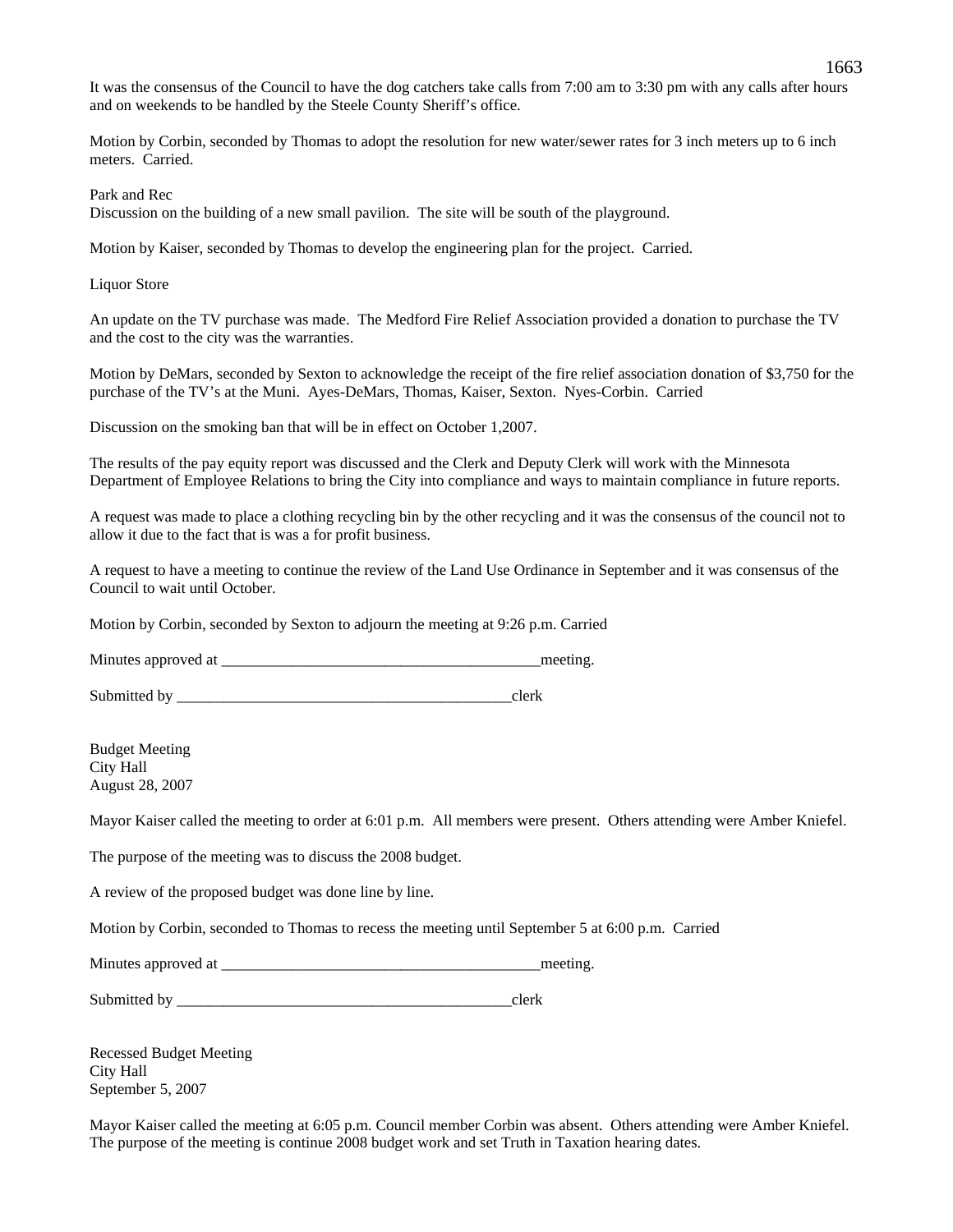It was the consensus of the Council to have the dog catchers take calls from 7:00 am to 3:30 pm with any calls after hours and on weekends to be handled by the Steele County Sheriff's office.

Motion by Corbin, seconded by Thomas to adopt the resolution for new water/sewer rates for 3 inch meters up to 6 inch meters. Carried.

Park and Rec

Discussion on the building of a new small pavilion. The site will be south of the playground.

Motion by Kaiser, seconded by Thomas to develop the engineering plan for the project. Carried.

Liquor Store

An update on the TV purchase was made. The Medford Fire Relief Association provided a donation to purchase the TV and the cost to the city was the warranties.

Motion by DeMars, seconded by Sexton to acknowledge the receipt of the fire relief association donation of $3,750 for the purchase of the TV's at the Muni. Ayes-DeMars, Thomas, Kaiser, Sexton. Nyes-Corbin. Carried

Discussion on the smoking ban that will be in effect on October 1,2007.

The results of the pay equity report was discussed and the Clerk and Deputy Clerk will work with the Minnesota Department of Employee Relations to bring the City into compliance and ways to maintain compliance in future reports.

A request was made to place a clothing recycling bin by the other recycling and it was the consensus of the council not to allow it due to the fact that is was a for profit business.

A request to have a meeting to continue the review of the Land Use Ordinance in September and it was consensus of the Council to wait until October.

Motion by Corbin, seconded by Sexton to adjourn the meeting at 9:26 p.m. Carried

Minutes approved at __________________________________________meeting.

Submitted by ____________________________________________clerk

Budget Meeting
City Hall
August 28, 2007

Mayor Kaiser called the meeting to order at 6:01 p.m. All members were present. Others attending were Amber Kniefel.

The purpose of the meeting was to discuss the 2008 budget.

A review of the proposed budget was done line by line.

Motion by Corbin, seconded to Thomas to recess the meeting until September 5 at 6:00 p.m. Carried

Minutes approved at __________________________________________meeting.

Submitted by ____________________________________________clerk

Recessed Budget Meeting
City Hall
September 5, 2007

Mayor Kaiser called the meeting at 6:05 p.m. Council member Corbin was absent. Others attending were Amber Kniefel. The purpose of the meeting is continue 2008 budget work and set Truth in Taxation hearing dates.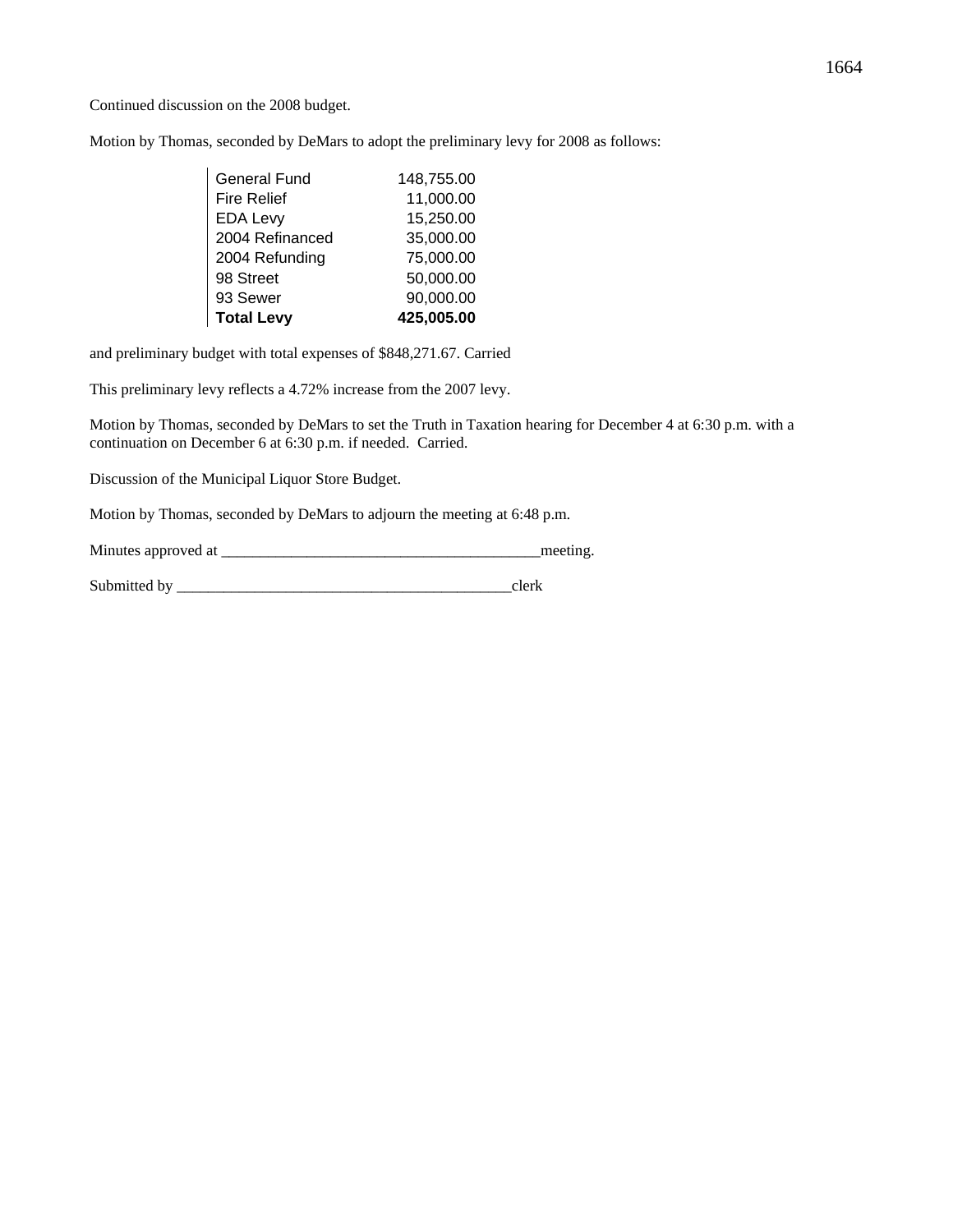Continued discussion on the 2008 budget.

Motion by Thomas, seconded by DeMars to adopt the preliminary levy for 2008 as follows:

| | |
|---|---|
| General Fund | 148,755.00 |
| Fire Relief | 11,000.00 |
| EDA Levy | 15,250.00 |
| 2004 Refinanced | 35,000.00 |
| 2004 Refunding | 75,000.00 |
| 98 Street | 50,000.00 |
| 93 Sewer | 90,000.00 |
| **Total Levy** | **425,005.00** |

and preliminary budget with total expenses of $848,271.67. Carried

This preliminary levy reflects a 4.72% increase from the 2007 levy.

Motion by Thomas, seconded by DeMars to set the Truth in Taxation hearing for December 4 at 6:30 p.m. with a continuation on December 6 at 6:30 p.m. if needed. Carried.

Discussion of the Municipal Liquor Store Budget.

Motion by Thomas, seconded by DeMars to adjourn the meeting at 6:48 p.m.

Minutes approved at ________________________________________meeting.

Submitted by ____________________________________________clerk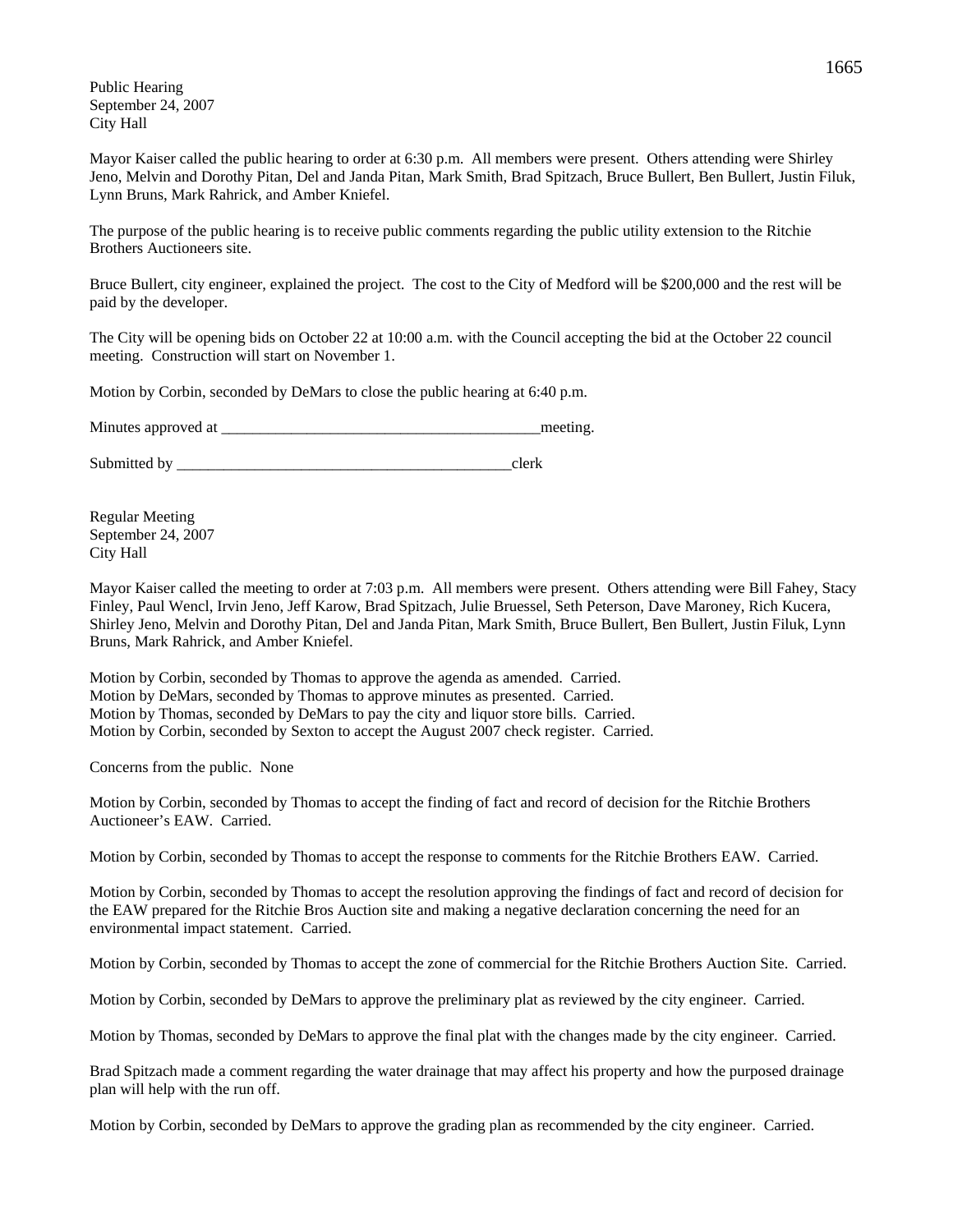Public Hearing
September 24, 2007
City Hall

Mayor Kaiser called the public hearing to order at 6:30 p.m. All members were present. Others attending were Shirley Jeno, Melvin and Dorothy Pitan, Del and Janda Pitan, Mark Smith, Brad Spitzach, Bruce Bullert, Ben Bullert, Justin Filuk, Lynn Bruns, Mark Rahrick, and Amber Kniefel.

The purpose of the public hearing is to receive public comments regarding the public utility extension to the Ritchie Brothers Auctioneers site.

Bruce Bullert, city engineer, explained the project. The cost to the City of Medford will be $200,000 and the rest will be paid by the developer.

The City will be opening bids on October 22 at 10:00 a.m. with the Council accepting the bid at the October 22 council meeting. Construction will start on November 1.

Motion by Corbin, seconded by DeMars to close the public hearing at 6:40 p.m.

Minutes approved at \_\_\_\_\_\_\_\_\_\_\_\_\_\_\_\_\_\_\_\_\_\_\_\_\_\_\_\_\_\_\_\_\_\_\_\_\_\_\_\_\_\_meeting.

Submitted by \_\_\_\_\_\_\_\_\_\_\_\_\_\_\_\_\_\_\_\_\_\_\_\_\_\_\_\_\_\_\_\_\_\_\_\_\_\_\_\_\_\_\_\_clerk

Regular Meeting
September 24, 2007
City Hall

Mayor Kaiser called the meeting to order at 7:03 p.m. All members were present. Others attending were Bill Fahey, Stacy Finley, Paul Wencl, Irvin Jeno, Jeff Karow, Brad Spitzach, Julie Bruessel, Seth Peterson, Dave Maroney, Rich Kucera, Shirley Jeno, Melvin and Dorothy Pitan, Del and Janda Pitan, Mark Smith, Bruce Bullert, Ben Bullert, Justin Filuk, Lynn Bruns, Mark Rahrick, and Amber Kniefel.

Motion by Corbin, seconded by Thomas to approve the agenda as amended. Carried.
Motion by DeMars, seconded by Thomas to approve minutes as presented. Carried.
Motion by Thomas, seconded by DeMars to pay the city and liquor store bills. Carried.
Motion by Corbin, seconded by Sexton to accept the August 2007 check register. Carried.

Concerns from the public. None

Motion by Corbin, seconded by Thomas to accept the finding of fact and record of decision for the Ritchie Brothers Auctioneer's EAW. Carried.

Motion by Corbin, seconded by Thomas to accept the response to comments for the Ritchie Brothers EAW. Carried.

Motion by Corbin, seconded by Thomas to accept the resolution approving the findings of fact and record of decision for the EAW prepared for the Ritchie Bros Auction site and making a negative declaration concerning the need for an environmental impact statement. Carried.

Motion by Corbin, seconded by Thomas to accept the zone of commercial for the Ritchie Brothers Auction Site. Carried.

Motion by Corbin, seconded by DeMars to approve the preliminary plat as reviewed by the city engineer. Carried.

Motion by Thomas, seconded by DeMars to approve the final plat with the changes made by the city engineer. Carried.

Brad Spitzach made a comment regarding the water drainage that may affect his property and how the purposed drainage plan will help with the run off.

Motion by Corbin, seconded by DeMars to approve the grading plan as recommended by the city engineer. Carried.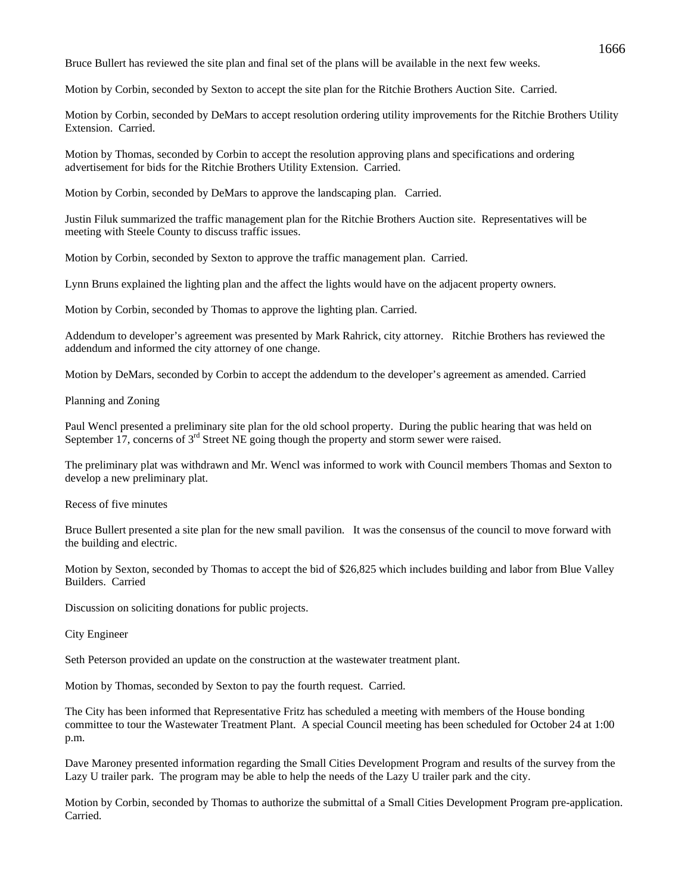Bruce Bullert has reviewed the site plan and final set of the plans will be available in the next few weeks.

Motion by Corbin, seconded by Sexton to accept the site plan for the Ritchie Brothers Auction Site. Carried.

Motion by Corbin, seconded by DeMars to accept resolution ordering utility improvements for the Ritchie Brothers Utility Extension. Carried.

Motion by Thomas, seconded by Corbin to accept the resolution approving plans and specifications and ordering advertisement for bids for the Ritchie Brothers Utility Extension. Carried.

Motion by Corbin, seconded by DeMars to approve the landscaping plan. Carried.

Justin Filuk summarized the traffic management plan for the Ritchie Brothers Auction site. Representatives will be meeting with Steele County to discuss traffic issues.

Motion by Corbin, seconded by Sexton to approve the traffic management plan. Carried.

Lynn Bruns explained the lighting plan and the affect the lights would have on the adjacent property owners.

Motion by Corbin, seconded by Thomas to approve the lighting plan. Carried.

Addendum to developer's agreement was presented by Mark Rahrick, city attorney. Ritchie Brothers has reviewed the addendum and informed the city attorney of one change.

Motion by DeMars, seconded by Corbin to accept the addendum to the developer's agreement as amended. Carried

Planning and Zoning

Paul Wencl presented a preliminary site plan for the old school property. During the public hearing that was held on September 17, concerns of 3rd Street NE going though the property and storm sewer were raised.

The preliminary plat was withdrawn and Mr. Wencl was informed to work with Council members Thomas and Sexton to develop a new preliminary plat.

Recess of five minutes

Bruce Bullert presented a site plan for the new small pavilion. It was the consensus of the council to move forward with the building and electric.

Motion by Sexton, seconded by Thomas to accept the bid of $26,825 which includes building and labor from Blue Valley Builders. Carried

Discussion on soliciting donations for public projects.

City Engineer

Seth Peterson provided an update on the construction at the wastewater treatment plant.

Motion by Thomas, seconded by Sexton to pay the fourth request. Carried.

The City has been informed that Representative Fritz has scheduled a meeting with members of the House bonding committee to tour the Wastewater Treatment Plant. A special Council meeting has been scheduled for October 24 at 1:00 p.m.

Dave Maroney presented information regarding the Small Cities Development Program and results of the survey from the Lazy U trailer park. The program may be able to help the needs of the Lazy U trailer park and the city.

Motion by Corbin, seconded by Thomas to authorize the submittal of a Small Cities Development Program pre-application. Carried.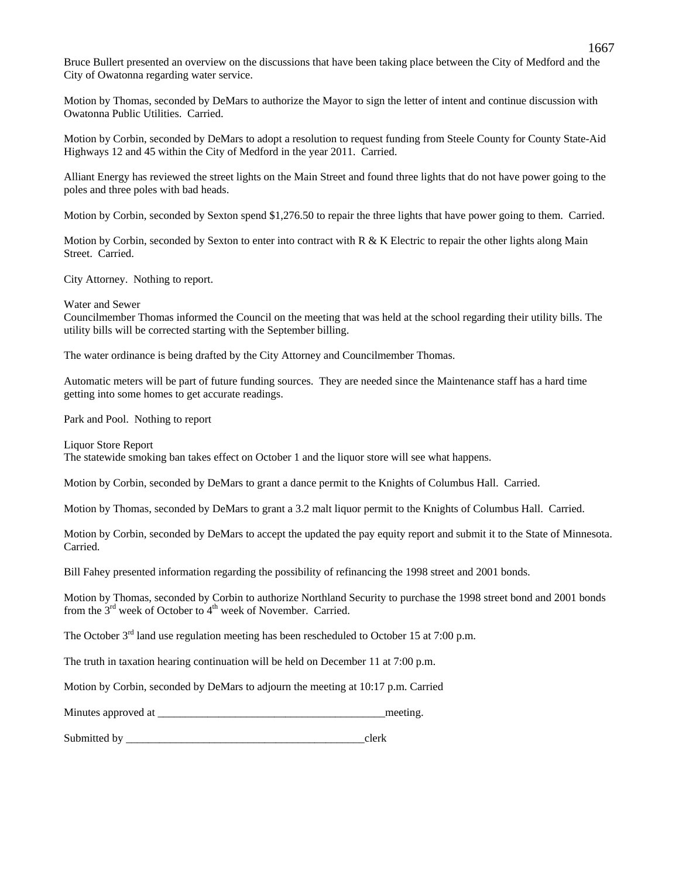Bruce Bullert presented an overview on the discussions that have been taking place between the City of Medford and the City of Owatonna regarding water service.

Motion by Thomas, seconded by DeMars to authorize the Mayor to sign the letter of intent and continue discussion with Owatonna Public Utilities. Carried.

Motion by Corbin, seconded by DeMars to adopt a resolution to request funding from Steele County for County State-Aid Highways 12 and 45 within the City of Medford in the year 2011. Carried.

Alliant Energy has reviewed the street lights on the Main Street and found three lights that do not have power going to the poles and three poles with bad heads.

Motion by Corbin, seconded by Sexton spend $1,276.50 to repair the three lights that have power going to them. Carried.

Motion by Corbin, seconded by Sexton to enter into contract with R & K Electric to repair the other lights along Main Street. Carried.

City Attorney. Nothing to report.

Water and Sewer
Councilmember Thomas informed the Council on the meeting that was held at the school regarding their utility bills. The utility bills will be corrected starting with the September billing.

The water ordinance is being drafted by the City Attorney and Councilmember Thomas.

Automatic meters will be part of future funding sources. They are needed since the Maintenance staff has a hard time getting into some homes to get accurate readings.

Park and Pool. Nothing to report

Liquor Store Report
The statewide smoking ban takes effect on October 1 and the liquor store will see what happens.

Motion by Corbin, seconded by DeMars to grant a dance permit to the Knights of Columbus Hall. Carried.

Motion by Thomas, seconded by DeMars to grant a 3.2 malt liquor permit to the Knights of Columbus Hall. Carried.

Motion by Corbin, seconded by DeMars to accept the updated the pay equity report and submit it to the State of Minnesota. Carried.

Bill Fahey presented information regarding the possibility of refinancing the 1998 street and 2001 bonds.

Motion by Thomas, seconded by Corbin to authorize Northland Security to purchase the 1998 street bond and 2001 bonds from the 3rd week of October to 4th week of November. Carried.

The October 3rd land use regulation meeting has been rescheduled to October 15 at 7:00 p.m.

The truth in taxation hearing continuation will be held on December 11 at 7:00 p.m.

Motion by Corbin, seconded by DeMars to adjourn the meeting at 10:17 p.m. Carried

Minutes approved at ___________________________________________meeting.

Submitted by _____________________________________________clerk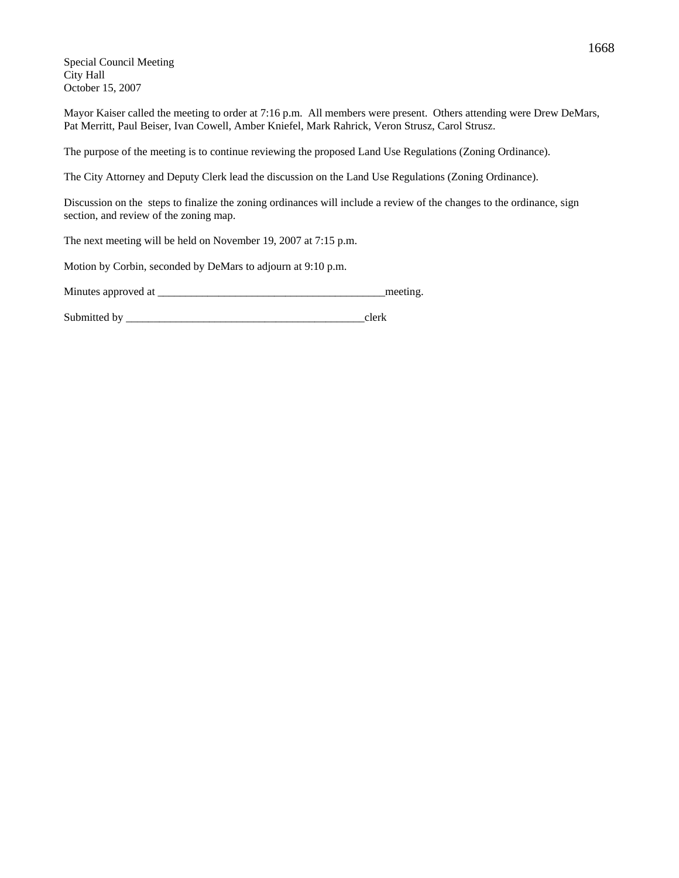Special Council Meeting
City Hall
October 15, 2007

Mayor Kaiser called the meeting to order at 7:16 p.m. All members were present. Others attending were Drew DeMars, Pat Merritt, Paul Beiser, Ivan Cowell, Amber Kniefel, Mark Rahrick, Veron Strusz, Carol Strusz.

The purpose of the meeting is to continue reviewing the proposed Land Use Regulations (Zoning Ordinance).

The City Attorney and Deputy Clerk lead the discussion on the Land Use Regulations (Zoning Ordinance).

Discussion on the steps to finalize the zoning ordinances will include a review of the changes to the ordinance, sign section, and review of the zoning map.

The next meeting will be held on November 19, 2007 at 7:15 p.m.

Motion by Corbin, seconded by DeMars to adjourn at 9:10 p.m.

Minutes approved at __________________________________________meeting.

Submitted by ____________________________________________clerk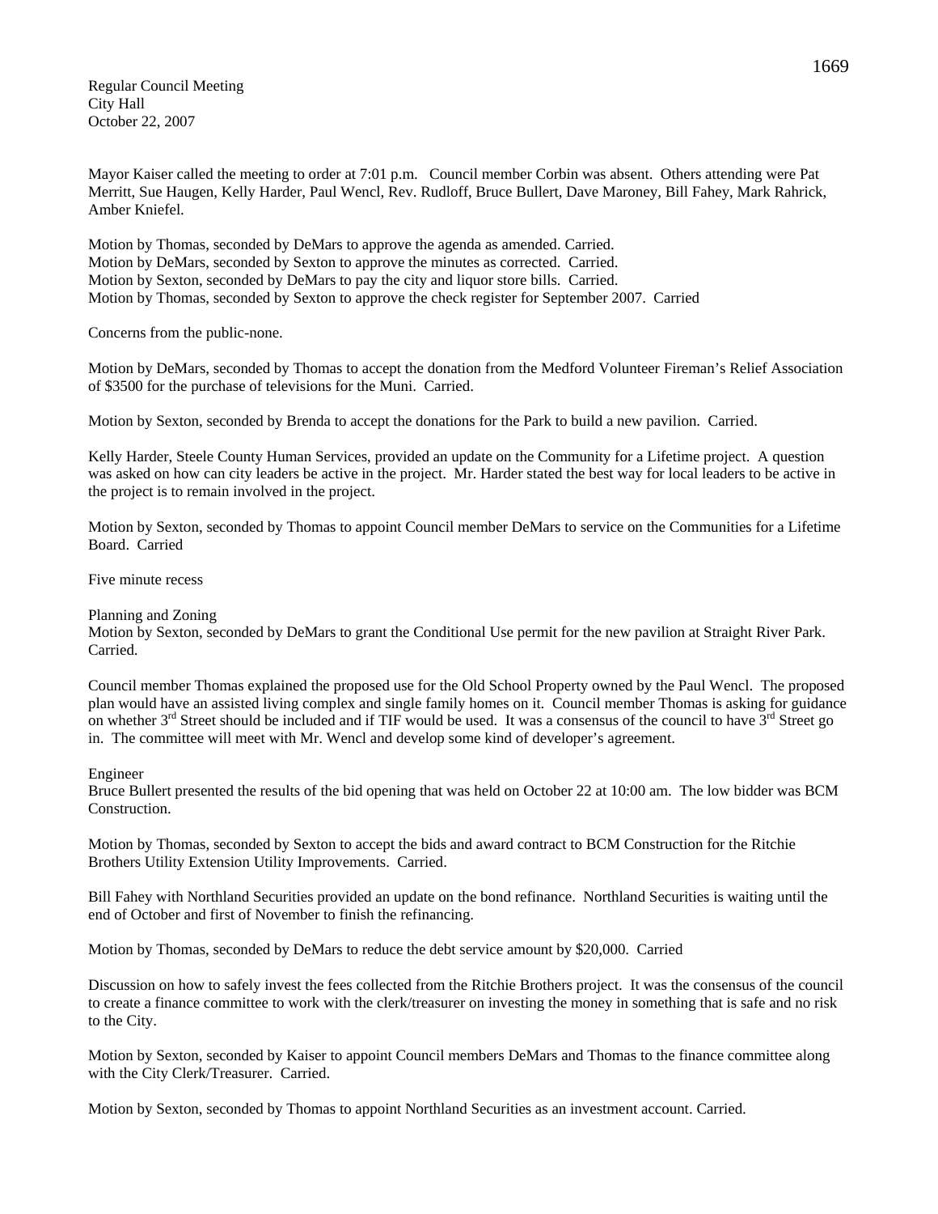Regular Council Meeting
City Hall
October 22, 2007

Mayor Kaiser called the meeting to order at 7:01 p.m. Council member Corbin was absent. Others attending were Pat Merritt, Sue Haugen, Kelly Harder, Paul Wencl, Rev. Rudloff, Bruce Bullert, Dave Maroney, Bill Fahey, Mark Rahrick, Amber Kniefel.

Motion by Thomas, seconded by DeMars to approve the agenda as amended. Carried.
Motion by DeMars, seconded by Sexton to approve the minutes as corrected. Carried.
Motion by Sexton, seconded by DeMars to pay the city and liquor store bills. Carried.
Motion by Thomas, seconded by Sexton to approve the check register for September 2007. Carried

Concerns from the public-none.

Motion by DeMars, seconded by Thomas to accept the donation from the Medford Volunteer Fireman's Relief Association of $3500 for the purchase of televisions for the Muni. Carried.

Motion by Sexton, seconded by Brenda to accept the donations for the Park to build a new pavilion. Carried.

Kelly Harder, Steele County Human Services, provided an update on the Community for a Lifetime project. A question was asked on how can city leaders be active in the project. Mr. Harder stated the best way for local leaders to be active in the project is to remain involved in the project.

Motion by Sexton, seconded by Thomas to appoint Council member DeMars to service on the Communities for a Lifetime Board. Carried

Five minute recess

Planning and Zoning
Motion by Sexton, seconded by DeMars to grant the Conditional Use permit for the new pavilion at Straight River Park. Carried.

Council member Thomas explained the proposed use for the Old School Property owned by the Paul Wencl. The proposed plan would have an assisted living complex and single family homes on it. Council member Thomas is asking for guidance on whether 3rd Street should be included and if TIF would be used. It was a consensus of the council to have 3rd Street go in. The committee will meet with Mr. Wencl and develop some kind of developer's agreement.

Engineer
Bruce Bullert presented the results of the bid opening that was held on October 22 at 10:00 am. The low bidder was BCM Construction.

Motion by Thomas, seconded by Sexton to accept the bids and award contract to BCM Construction for the Ritchie Brothers Utility Extension Utility Improvements. Carried.

Bill Fahey with Northland Securities provided an update on the bond refinance. Northland Securities is waiting until the end of October and first of November to finish the refinancing.

Motion by Thomas, seconded by DeMars to reduce the debt service amount by $20,000. Carried

Discussion on how to safely invest the fees collected from the Ritchie Brothers project. It was the consensus of the council to create a finance committee to work with the clerk/treasurer on investing the money in something that is safe and no risk to the City.

Motion by Sexton, seconded by Kaiser to appoint Council members DeMars and Thomas to the finance committee along with the City Clerk/Treasurer. Carried.

Motion by Sexton, seconded by Thomas to appoint Northland Securities as an investment account. Carried.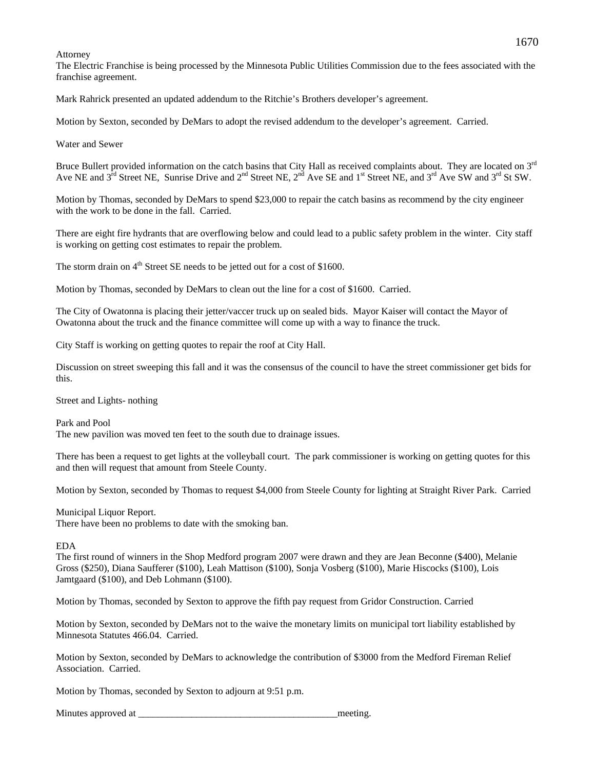Attorney

The Electric Franchise is being processed by the Minnesota Public Utilities Commission due to the fees associated with the franchise agreement.

Mark Rahrick presented an updated addendum to the Ritchie's Brothers developer's agreement.

Motion by Sexton, seconded by DeMars to adopt the revised addendum to the developer's agreement. Carried.

Water and Sewer

Bruce Bullert provided information on the catch basins that City Hall as received complaints about. They are located on 3rd Ave NE and 3rd Street NE, Sunrise Drive and 2nd Street NE, 2nd Ave SE and 1st Street NE, and 3rd Ave SW and 3rd St SW.

Motion by Thomas, seconded by DeMars to spend $23,000 to repair the catch basins as recommend by the city engineer with the work to be done in the fall. Carried.

There are eight fire hydrants that are overflowing below and could lead to a public safety problem in the winter. City staff is working on getting cost estimates to repair the problem.

The storm drain on 4th Street SE needs to be jetted out for a cost of $1600.

Motion by Thomas, seconded by DeMars to clean out the line for a cost of $1600. Carried.

The City of Owatonna is placing their jetter/vaccer truck up on sealed bids. Mayor Kaiser will contact the Mayor of Owatonna about the truck and the finance committee will come up with a way to finance the truck.

City Staff is working on getting quotes to repair the roof at City Hall.

Discussion on street sweeping this fall and it was the consensus of the council to have the street commissioner get bids for this.

Street and Lights- nothing

Park and Pool

The new pavilion was moved ten feet to the south due to drainage issues.

There has been a request to get lights at the volleyball court. The park commissioner is working on getting quotes for this and then will request that amount from Steele County.

Motion by Sexton, seconded by Thomas to request $4,000 from Steele County for lighting at Straight River Park. Carried

Municipal Liquor Report.

There have been no problems to date with the smoking ban.

EDA

The first round of winners in the Shop Medford program 2007 were drawn and they are Jean Beconne ($400), Melanie Gross ($250), Diana Saufferer ($100), Leah Mattison ($100), Sonja Vosberg ($100), Marie Hiscocks ($100), Lois Jamtgaard ($100), and Deb Lohmann ($100).

Motion by Thomas, seconded by Sexton to approve the fifth pay request from Gridor Construction. Carried

Motion by Sexton, seconded by DeMars not to the waive the monetary limits on municipal tort liability established by Minnesota Statutes 466.04. Carried.

Motion by Sexton, seconded by DeMars to acknowledge the contribution of $3000 from the Medford Fireman Relief Association. Carried.

Motion by Thomas, seconded by Sexton to adjourn at 9:51 p.m.

Minutes approved at _________________________________________meeting.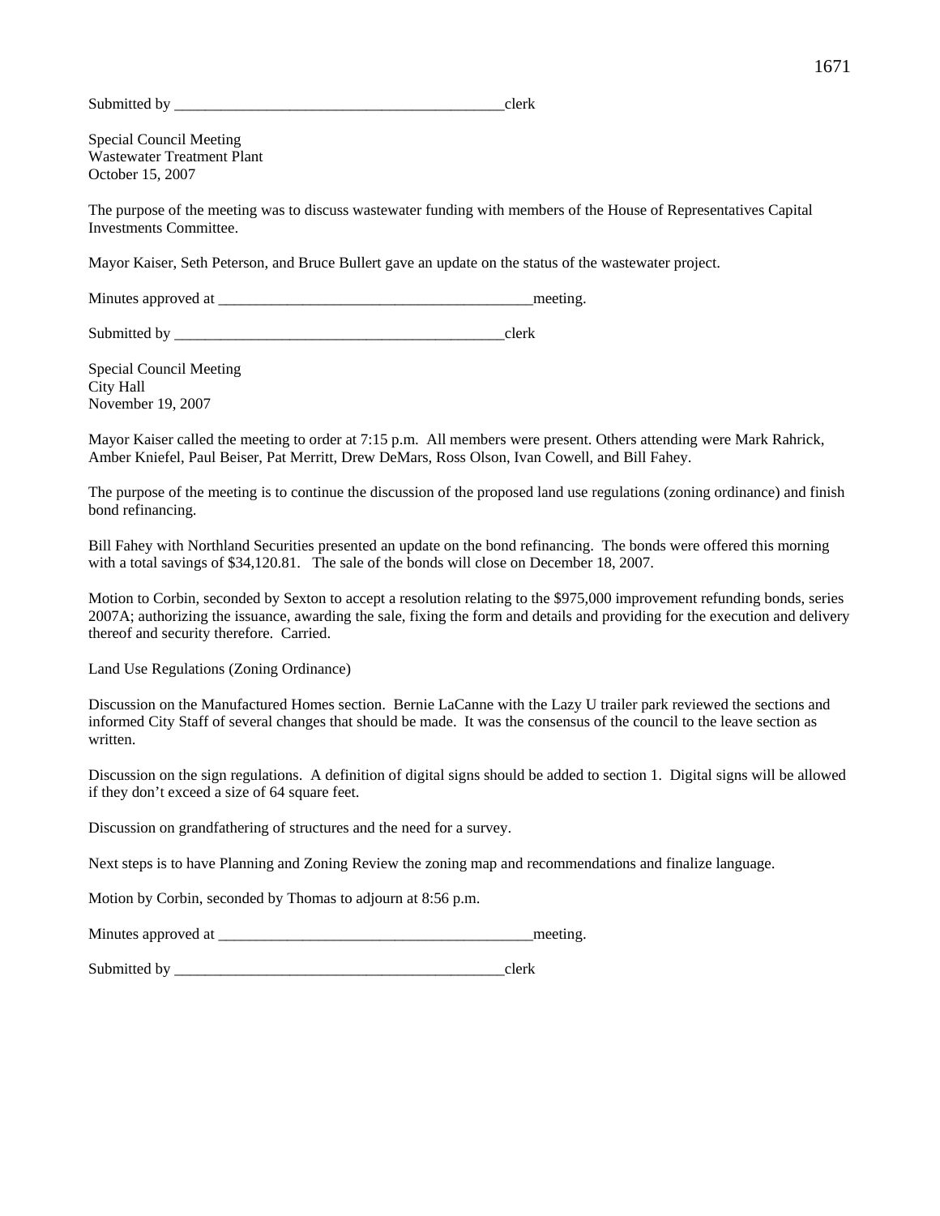Submitted by ___________________________________________clerk

Special Council Meeting
Wastewater Treatment Plant
October 15, 2007

The purpose of the meeting was to discuss wastewater funding with members of the House of Representatives Capital Investments Committee.

Mayor Kaiser, Seth Peterson, and Bruce Bullert gave an update on the status of the wastewater project.

Minutes approved at _________________________________________meeting.

Submitted by ___________________________________________clerk

Special Council Meeting
City Hall
November 19, 2007

Mayor Kaiser called the meeting to order at 7:15 p.m. All members were present. Others attending were Mark Rahrick, Amber Kniefel, Paul Beiser, Pat Merritt, Drew DeMars, Ross Olson, Ivan Cowell, and Bill Fahey.

The purpose of the meeting is to continue the discussion of the proposed land use regulations (zoning ordinance) and finish bond refinancing.

Bill Fahey with Northland Securities presented an update on the bond refinancing. The bonds were offered this morning with a total savings of $34,120.81. The sale of the bonds will close on December 18, 2007.

Motion to Corbin, seconded by Sexton to accept a resolution relating to the $975,000 improvement refunding bonds, series 2007A; authorizing the issuance, awarding the sale, fixing the form and details and providing for the execution and delivery thereof and security therefore. Carried.

Land Use Regulations (Zoning Ordinance)

Discussion on the Manufactured Homes section. Bernie LaCanne with the Lazy U trailer park reviewed the sections and informed City Staff of several changes that should be made. It was the consensus of the council to the leave section as written.

Discussion on the sign regulations. A definition of digital signs should be added to section 1. Digital signs will be allowed if they don't exceed a size of 64 square feet.

Discussion on grandfathering of structures and the need for a survey.

Next steps is to have Planning and Zoning Review the zoning map and recommendations and finalize language.

Motion by Corbin, seconded by Thomas to adjourn at 8:56 p.m.

Minutes approved at _________________________________________meeting.

Submitted by ___________________________________________clerk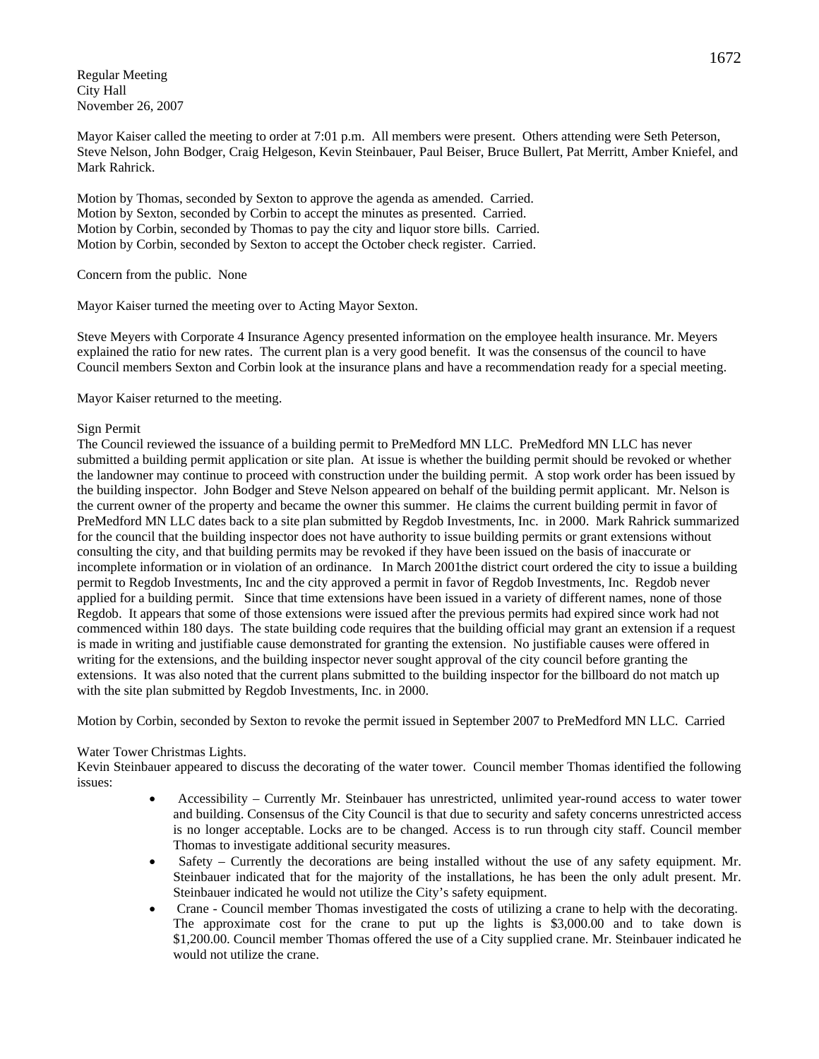Regular Meeting
City Hall
November 26, 2007

Mayor Kaiser called the meeting to order at 7:01 p.m. All members were present. Others attending were Seth Peterson, Steve Nelson, John Bodger, Craig Helgeson, Kevin Steinbauer, Paul Beiser, Bruce Bullert, Pat Merritt, Amber Kniefel, and Mark Rahrick.

Motion by Thomas, seconded by Sexton to approve the agenda as amended. Carried.
Motion by Sexton, seconded by Corbin to accept the minutes as presented. Carried.
Motion by Corbin, seconded by Thomas to pay the city and liquor store bills. Carried.
Motion by Corbin, seconded by Sexton to accept the October check register. Carried.

Concern from the public. None

Mayor Kaiser turned the meeting over to Acting Mayor Sexton.

Steve Meyers with Corporate 4 Insurance Agency presented information on the employee health insurance. Mr. Meyers explained the ratio for new rates. The current plan is a very good benefit. It was the consensus of the council to have Council members Sexton and Corbin look at the insurance plans and have a recommendation ready for a special meeting.

Mayor Kaiser returned to the meeting.

Sign Permit

The Council reviewed the issuance of a building permit to PreMedford MN LLC. PreMedford MN LLC has never submitted a building permit application or site plan. At issue is whether the building permit should be revoked or whether the landowner may continue to proceed with construction under the building permit. A stop work order has been issued by the building inspector. John Bodger and Steve Nelson appeared on behalf of the building permit applicant. Mr. Nelson is the current owner of the property and became the owner this summer. He claims the current building permit in favor of PreMedford MN LLC dates back to a site plan submitted by Regdob Investments, Inc. in 2000. Mark Rahrick summarized for the council that the building inspector does not have authority to issue building permits or grant extensions without consulting the city, and that building permits may be revoked if they have been issued on the basis of inaccurate or incomplete information or in violation of an ordinance. In March 2001the district court ordered the city to issue a building permit to Regdob Investments, Inc and the city approved a permit in favor of Regdob Investments, Inc. Regdob never applied for a building permit. Since that time extensions have been issued in a variety of different names, none of those Regdob. It appears that some of those extensions were issued after the previous permits had expired since work had not commenced within 180 days. The state building code requires that the building official may grant an extension if a request is made in writing and justifiable cause demonstrated for granting the extension. No justifiable causes were offered in writing for the extensions, and the building inspector never sought approval of the city council before granting the extensions. It was also noted that the current plans submitted to the building inspector for the billboard do not match up with the site plan submitted by Regdob Investments, Inc. in 2000.

Motion by Corbin, seconded by Sexton to revoke the permit issued in September 2007 to PreMedford MN LLC. Carried

Water Tower Christmas Lights.

Kevin Steinbauer appeared to discuss the decorating of the water tower. Council member Thomas identified the following issues:

- Accessibility – Currently Mr. Steinbauer has unrestricted, unlimited year-round access to water tower and building. Consensus of the City Council is that due to security and safety concerns unrestricted access is no longer acceptable. Locks are to be changed. Access is to run through city staff. Council member Thomas to investigate additional security measures.
- Safety – Currently the decorations are being installed without the use of any safety equipment. Mr. Steinbauer indicated that for the majority of the installations, he has been the only adult present. Mr. Steinbauer indicated he would not utilize the City's safety equipment.
- Crane - Council member Thomas investigated the costs of utilizing a crane to help with the decorating. The approximate cost for the crane to put up the lights is \$3,000.00 and to take down is \$1,200.00. Council member Thomas offered the use of a City supplied crane. Mr. Steinbauer indicated he would not utilize the crane.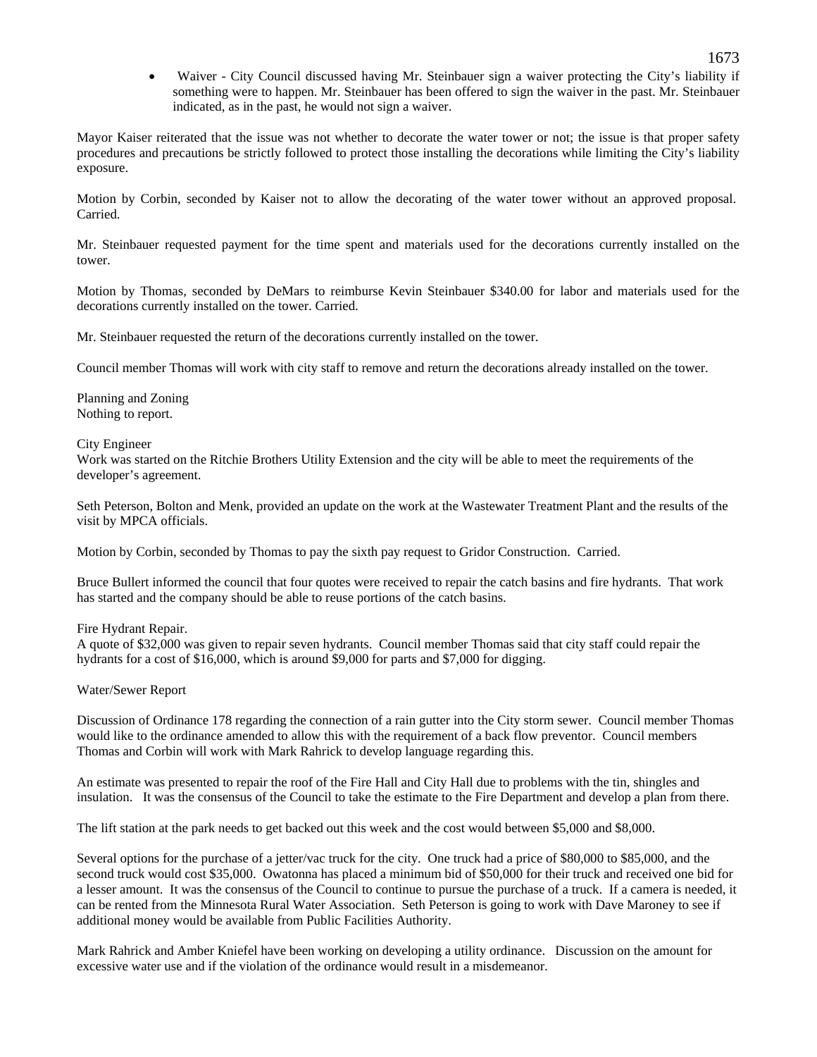- Waiver - City Council discussed having Mr. Steinbauer sign a waiver protecting the City's liability if something were to happen. Mr. Steinbauer has been offered to sign the waiver in the past. Mr. Steinbauer indicated, as in the past, he would not sign a waiver.

Mayor Kaiser reiterated that the issue was not whether to decorate the water tower or not; the issue is that proper safety procedures and precautions be strictly followed to protect those installing the decorations while limiting the City's liability exposure.

Motion by Corbin, seconded by Kaiser not to allow the decorating of the water tower without an approved proposal. Carried.

Mr. Steinbauer requested payment for the time spent and materials used for the decorations currently installed on the tower.

Motion by Thomas, seconded by DeMars to reimburse Kevin Steinbauer $340.00 for labor and materials used for the decorations currently installed on the tower. Carried.

Mr. Steinbauer requested the return of the decorations currently installed on the tower.

Council member Thomas will work with city staff to remove and return the decorations already installed on the tower.

Planning and Zoning
Nothing to report.

City Engineer
Work was started on the Ritchie Brothers Utility Extension and the city will be able to meet the requirements of the developer's agreement.

Seth Peterson, Bolton and Menk, provided an update on the work at the Wastewater Treatment Plant and the results of the visit by MPCA officials.

Motion by Corbin, seconded by Thomas to pay the sixth pay request to Gridor Construction. Carried.

Bruce Bullert informed the council that four quotes were received to repair the catch basins and fire hydrants. That work has started and the company should be able to reuse portions of the catch basins.

Fire Hydrant Repair.
A quote of $32,000 was given to repair seven hydrants. Council member Thomas said that city staff could repair the hydrants for a cost of $16,000, which is around $9,000 for parts and $7,000 for digging.

Water/Sewer Report

Discussion of Ordinance 178 regarding the connection of a rain gutter into the City storm sewer. Council member Thomas would like to the ordinance amended to allow this with the requirement of a back flow preventor. Council members Thomas and Corbin will work with Mark Rahrick to develop language regarding this.

An estimate was presented to repair the roof of the Fire Hall and City Hall due to problems with the tin, shingles and insulation. It was the consensus of the Council to take the estimate to the Fire Department and develop a plan from there.

The lift station at the park needs to get backed out this week and the cost would between $5,000 and $8,000.

Several options for the purchase of a jetter/vac truck for the city. One truck had a price of $80,000 to $85,000, and the second truck would cost $35,000. Owatonna has placed a minimum bid of $50,000 for their truck and received one bid for a lesser amount. It was the consensus of the Council to continue to pursue the purchase of a truck. If a camera is needed, it can be rented from the Minnesota Rural Water Association. Seth Peterson is going to work with Dave Maroney to see if additional money would be available from Public Facilities Authority.

Mark Rahrick and Amber Kniefel have been working on developing a utility ordinance. Discussion on the amount for excessive water use and if the violation of the ordinance would result in a misdemeanor.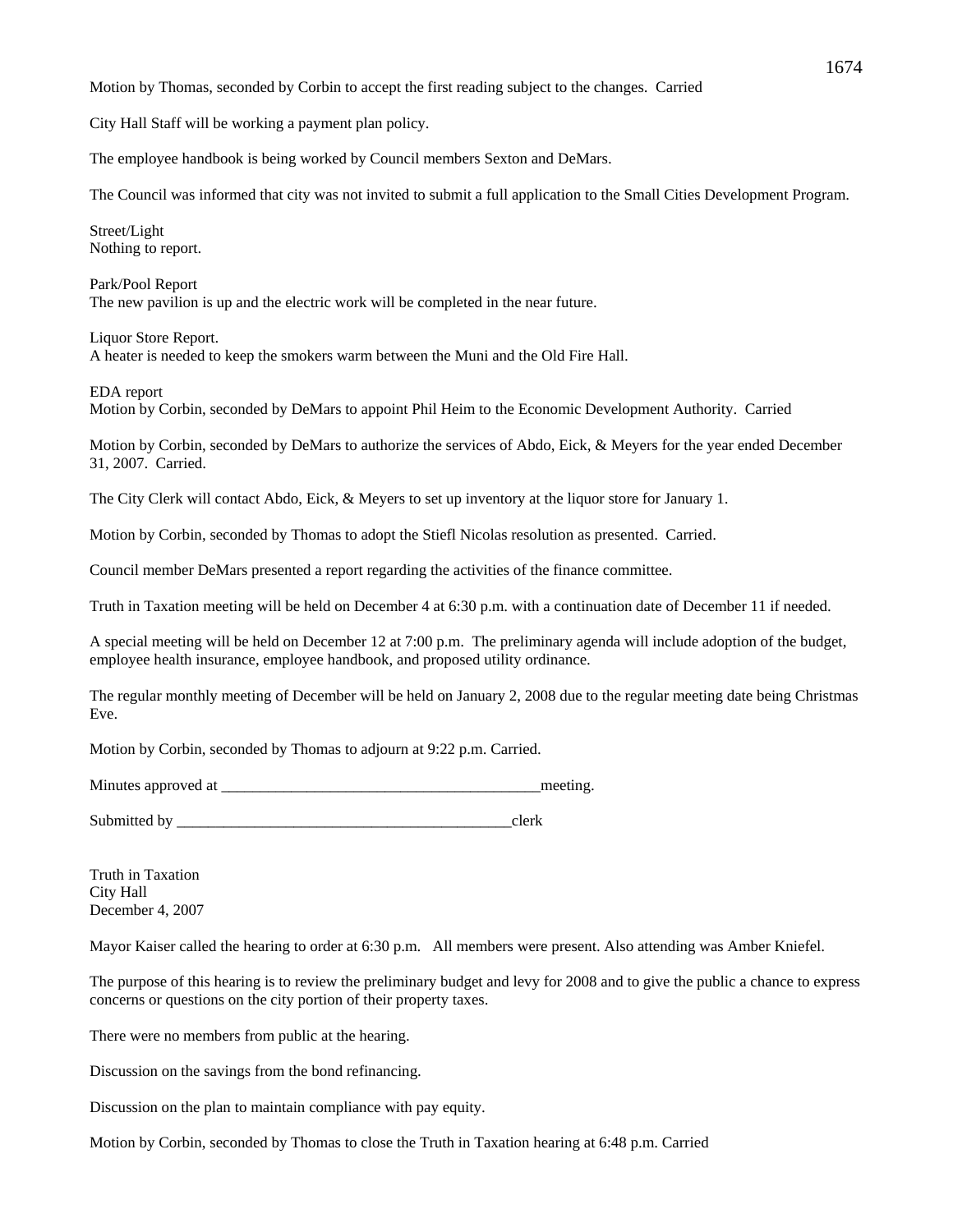Motion by Thomas, seconded by Corbin to accept the first reading subject to the changes. Carried

City Hall Staff will be working a payment plan policy.

The employee handbook is being worked by Council members Sexton and DeMars.

The Council was informed that city was not invited to submit a full application to the Small Cities Development Program.

Street/Light
Nothing to report.

Park/Pool Report
The new pavilion is up and the electric work will be completed in the near future.

Liquor Store Report.
A heater is needed to keep the smokers warm between the Muni and the Old Fire Hall.

EDA report
Motion by Corbin, seconded by DeMars to appoint Phil Heim to the Economic Development Authority. Carried

Motion by Corbin, seconded by DeMars to authorize the services of Abdo, Eick, & Meyers for the year ended December 31, 2007. Carried.

The City Clerk will contact Abdo, Eick, & Meyers to set up inventory at the liquor store for January 1.

Motion by Corbin, seconded by Thomas to adopt the Stiefl Nicolas resolution as presented. Carried.

Council member DeMars presented a report regarding the activities of the finance committee.

Truth in Taxation meeting will be held on December 4 at 6:30 p.m. with a continuation date of December 11 if needed.

A special meeting will be held on December 12 at 7:00 p.m. The preliminary agenda will include adoption of the budget, employee health insurance, employee handbook, and proposed utility ordinance.

The regular monthly meeting of December will be held on January 2, 2008 due to the regular meeting date being Christmas Eve.

Motion by Corbin, seconded by Thomas to adjourn at 9:22 p.m. Carried.

Minutes approved at __________________________________________meeting.

Submitted by ____________________________________________clerk

Truth in Taxation
City Hall
December 4, 2007

Mayor Kaiser called the hearing to order at 6:30 p.m. All members were present. Also attending was Amber Kniefel.

The purpose of this hearing is to review the preliminary budget and levy for 2008 and to give the public a chance to express concerns or questions on the city portion of their property taxes.

There were no members from public at the hearing.

Discussion on the savings from the bond refinancing.

Discussion on the plan to maintain compliance with pay equity.

Motion by Corbin, seconded by Thomas to close the Truth in Taxation hearing at 6:48 p.m. Carried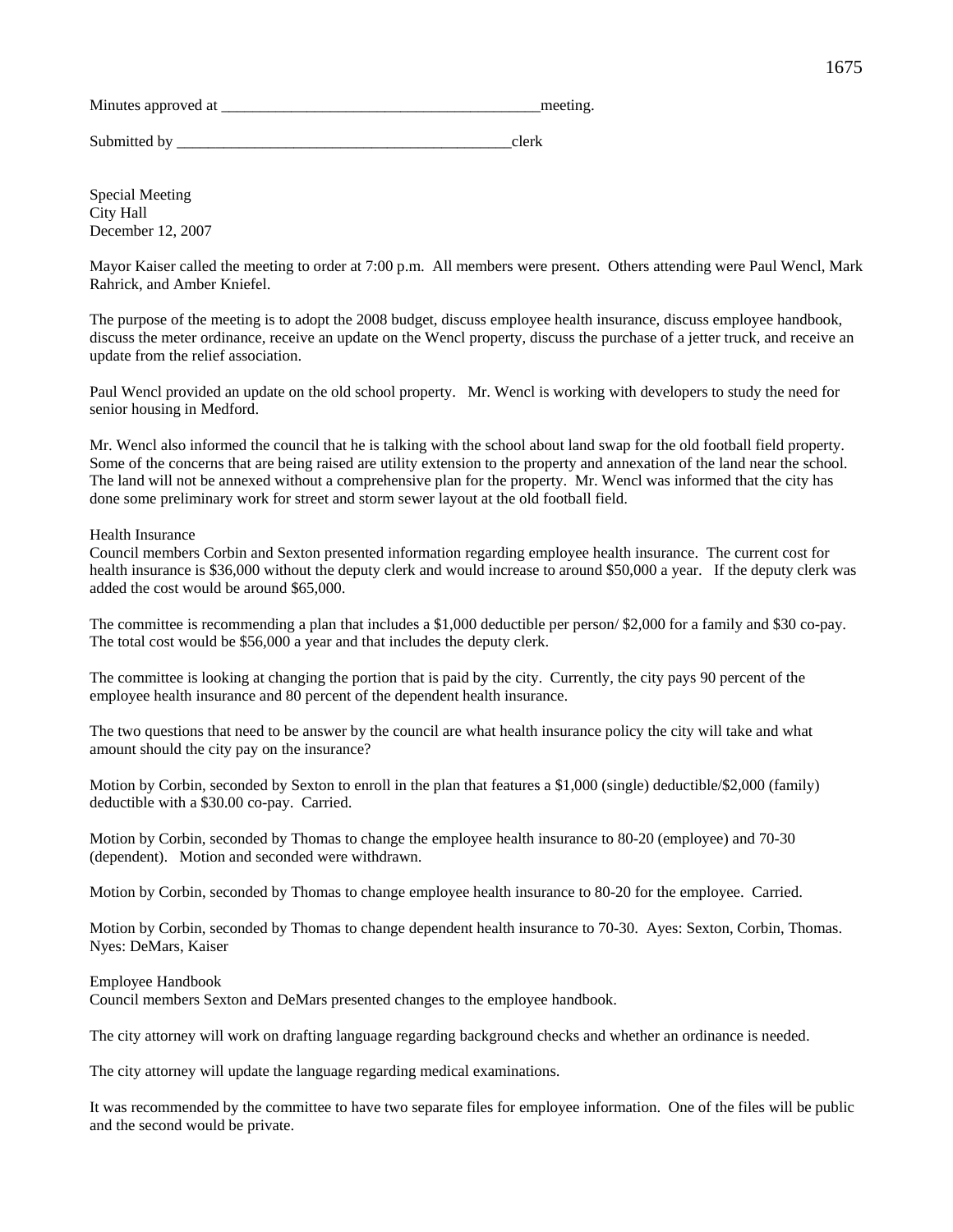Minutes approved at ________________________________________meeting.

Submitted by ____________________________________________clerk

Special Meeting
City Hall
December 12, 2007

Mayor Kaiser called the meeting to order at 7:00 p.m. All members were present. Others attending were Paul Wencl, Mark Rahrick, and Amber Kniefel.

The purpose of the meeting is to adopt the 2008 budget, discuss employee health insurance, discuss employee handbook, discuss the meter ordinance, receive an update on the Wencl property, discuss the purchase of a jetter truck, and receive an update from the relief association.

Paul Wencl provided an update on the old school property. Mr. Wencl is working with developers to study the need for senior housing in Medford.

Mr. Wencl also informed the council that he is talking with the school about land swap for the old football field property. Some of the concerns that are being raised are utility extension to the property and annexation of the land near the school. The land will not be annexed without a comprehensive plan for the property. Mr. Wencl was informed that the city has done some preliminary work for street and storm sewer layout at the old football field.

Health Insurance

Council members Corbin and Sexton presented information regarding employee health insurance. The current cost for health insurance is $36,000 without the deputy clerk and would increase to around $50,000 a year. If the deputy clerk was added the cost would be around $65,000.

The committee is recommending a plan that includes a $1,000 deductible per person/ $2,000 for a family and $30 co-pay. The total cost would be $56,000 a year and that includes the deputy clerk.

The committee is looking at changing the portion that is paid by the city. Currently, the city pays 90 percent of the employee health insurance and 80 percent of the dependent health insurance.

The two questions that need to be answer by the council are what health insurance policy the city will take and what amount should the city pay on the insurance?

Motion by Corbin, seconded by Sexton to enroll in the plan that features a $1,000 (single) deductible/$2,000 (family) deductible with a $30.00 co-pay. Carried.

Motion by Corbin, seconded by Thomas to change the employee health insurance to 80-20 (employee) and 70-30 (dependent). Motion and seconded were withdrawn.

Motion by Corbin, seconded by Thomas to change employee health insurance to 80-20 for the employee. Carried.

Motion by Corbin, seconded by Thomas to change dependent health insurance to 70-30. Ayes: Sexton, Corbin, Thomas. Nyes: DeMars, Kaiser

Employee Handbook

Council members Sexton and DeMars presented changes to the employee handbook.

The city attorney will work on drafting language regarding background checks and whether an ordinance is needed.

The city attorney will update the language regarding medical examinations.

It was recommended by the committee to have two separate files for employee information. One of the files will be public and the second would be private.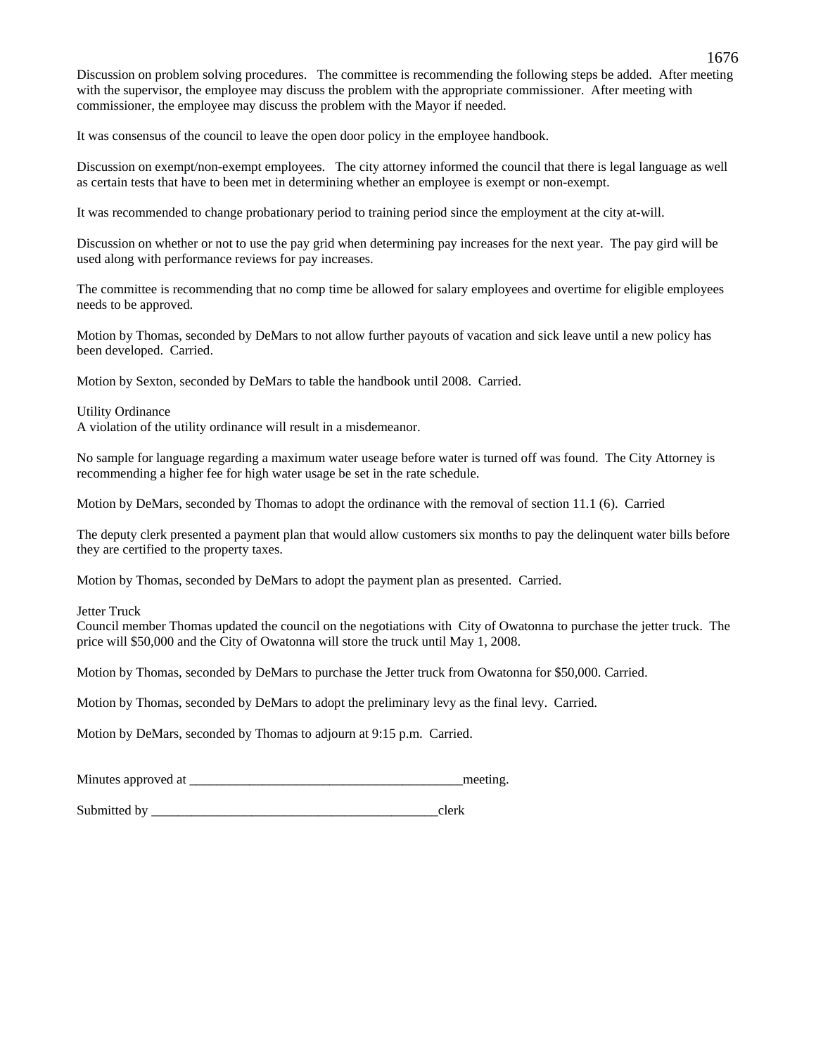Discussion on problem solving procedures. The committee is recommending the following steps be added. After meeting with the supervisor, the employee may discuss the problem with the appropriate commissioner. After meeting with commissioner, the employee may discuss the problem with the Mayor if needed.

It was consensus of the council to leave the open door policy in the employee handbook.

Discussion on exempt/non-exempt employees. The city attorney informed the council that there is legal language as well as certain tests that have to been met in determining whether an employee is exempt or non-exempt.

It was recommended to change probationary period to training period since the employment at the city at-will.

Discussion on whether or not to use the pay grid when determining pay increases for the next year. The pay gird will be used along with performance reviews for pay increases.

The committee is recommending that no comp time be allowed for salary employees and overtime for eligible employees needs to be approved.

Motion by Thomas, seconded by DeMars to not allow further payouts of vacation and sick leave until a new policy has been developed. Carried.

Motion by Sexton, seconded by DeMars to table the handbook until 2008. Carried.

Utility Ordinance
A violation of the utility ordinance will result in a misdemeanor.

No sample for language regarding a maximum water useage before water is turned off was found. The City Attorney is recommending a higher fee for high water usage be set in the rate schedule.

Motion by DeMars, seconded by Thomas to adopt the ordinance with the removal of section 11.1 (6). Carried

The deputy clerk presented a payment plan that would allow customers six months to pay the delinquent water bills before they are certified to the property taxes.

Motion by Thomas, seconded by DeMars to adopt the payment plan as presented. Carried.

Jetter Truck
Council member Thomas updated the council on the negotiations with City of Owatonna to purchase the jetter truck. The price will $50,000 and the City of Owatonna will store the truck until May 1, 2008.

Motion by Thomas, seconded by DeMars to purchase the Jetter truck from Owatonna for $50,000. Carried.

Motion by Thomas, seconded by DeMars to adopt the preliminary levy as the final levy. Carried.

Motion by DeMars, seconded by Thomas to adjourn at 9:15 p.m. Carried.

Minutes approved at _________________________________________meeting.

Submitted by ____________________________________________clerk